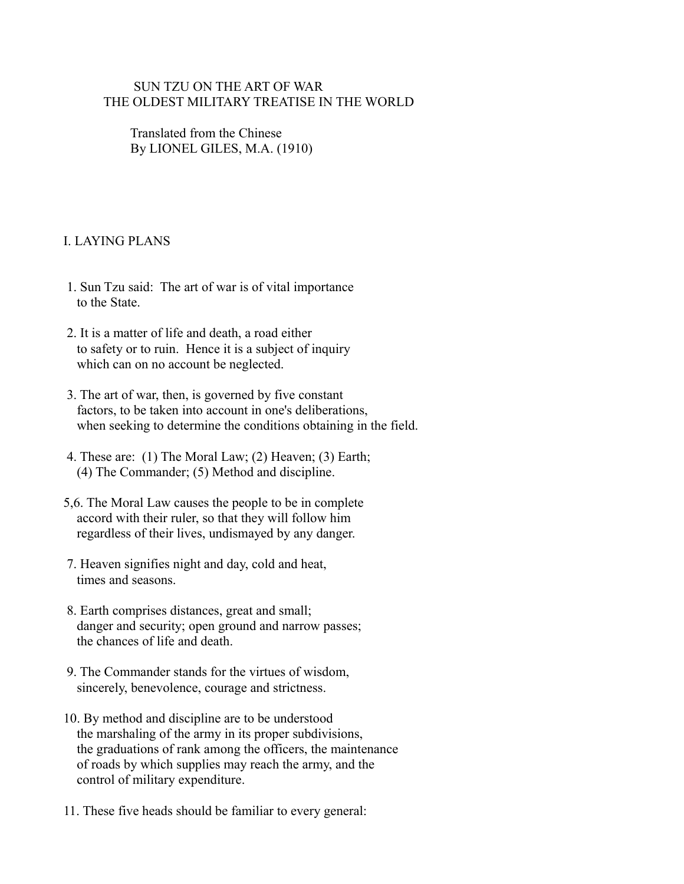# SUN TZU ON THE ART OF WAR
# THE OLDEST MILITARY TREATISE IN THE WORLD

Translated from the Chinese
By LIONEL GILES, M.A. (1910)

## I. LAYING PLANS

1. Sun Tzu said: The art of war is of vital importance to the State.

2. It is a matter of life and death, a road either to safety or to ruin. Hence it is a subject of inquiry which can on no account be neglected.

3. The art of war, then, is governed by five constant factors, to be taken into account in one's deliberations, when seeking to determine the conditions obtaining in the field.

4. These are: (1) The Moral Law; (2) Heaven; (3) Earth; (4) The Commander; (5) Method and discipline.

5,6. The Moral Law causes the people to be in complete accord with their ruler, so that they will follow him regardless of their lives, undismayed by any danger.

7. Heaven signifies night and day, cold and heat, times and seasons.

8. Earth comprises distances, great and small; danger and security; open ground and narrow passes; the chances of life and death.

9. The Commander stands for the virtues of wisdom, sincerely, benevolence, courage and strictness.

10. By method and discipline are to be understood the marshaling of the army in its proper subdivisions, the graduations of rank among the officers, the maintenance of roads by which supplies may reach the army, and the control of military expenditure.

11. These five heads should be familiar to every general: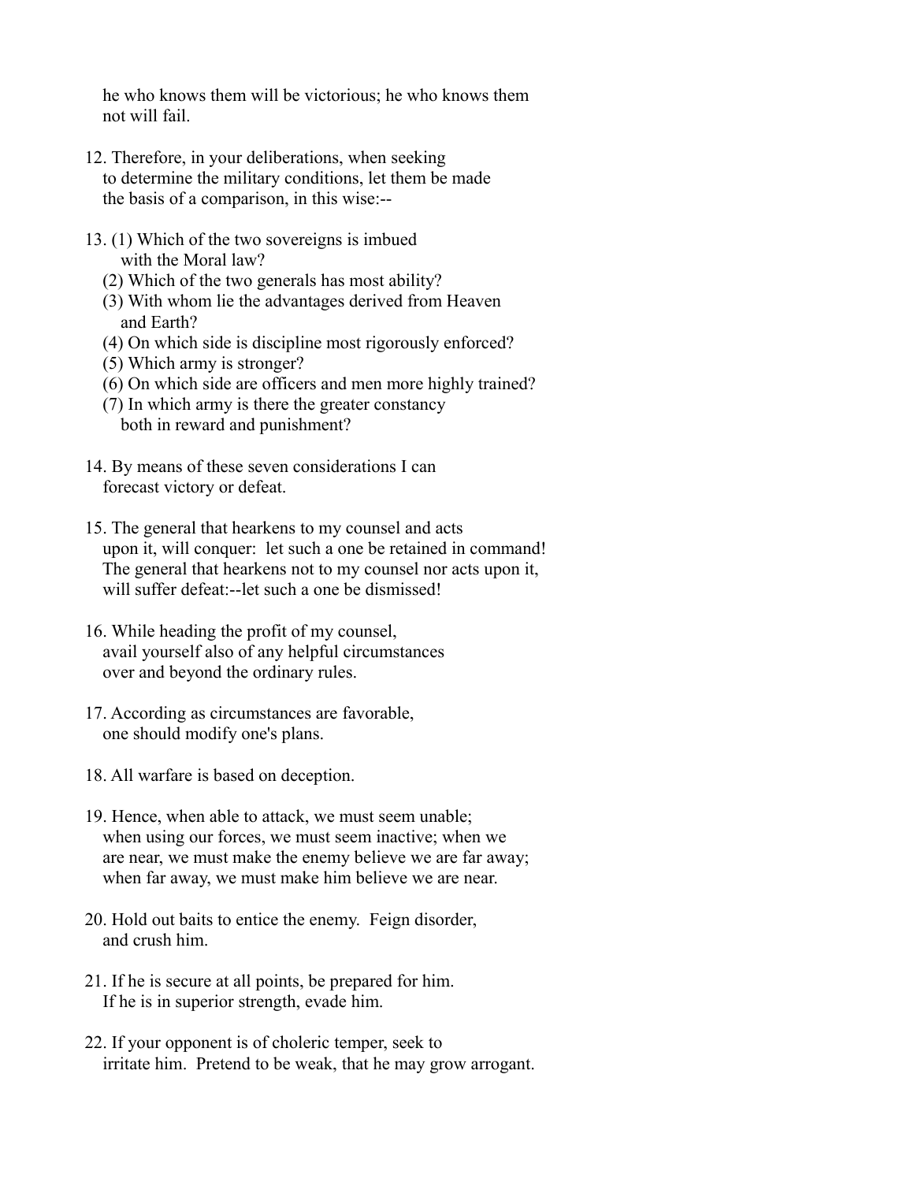he who knows them will be victorious; he who knows them not will fail.

12. Therefore, in your deliberations, when seeking to determine the military conditions, let them be made the basis of a comparison, in this wise:--

13. (1) Which of the two sovereigns is imbued with the Moral law?
    (2) Which of the two generals has most ability?
    (3) With whom lie the advantages derived from Heaven and Earth?
    (4) On which side is discipline most rigorously enforced?
    (5) Which army is stronger?
    (6) On which side are officers and men more highly trained?
    (7) In which army is there the greater constancy both in reward and punishment?

14. By means of these seven considerations I can forecast victory or defeat.

15. The general that hearkens to my counsel and acts upon it, will conquer: let such a one be retained in command! The general that hearkens not to my counsel nor acts upon it, will suffer defeat:--let such a one be dismissed!

16. While heading the profit of my counsel, avail yourself also of any helpful circumstances over and beyond the ordinary rules.

17. According as circumstances are favorable, one should modify one's plans.

18. All warfare is based on deception.

19. Hence, when able to attack, we must seem unable; when using our forces, we must seem inactive; when we are near, we must make the enemy believe we are far away; when far away, we must make him believe we are near.

20. Hold out baits to entice the enemy. Feign disorder, and crush him.

21. If he is secure at all points, be prepared for him. If he is in superior strength, evade him.

22. If your opponent is of choleric temper, seek to irritate him. Pretend to be weak, that he may grow arrogant.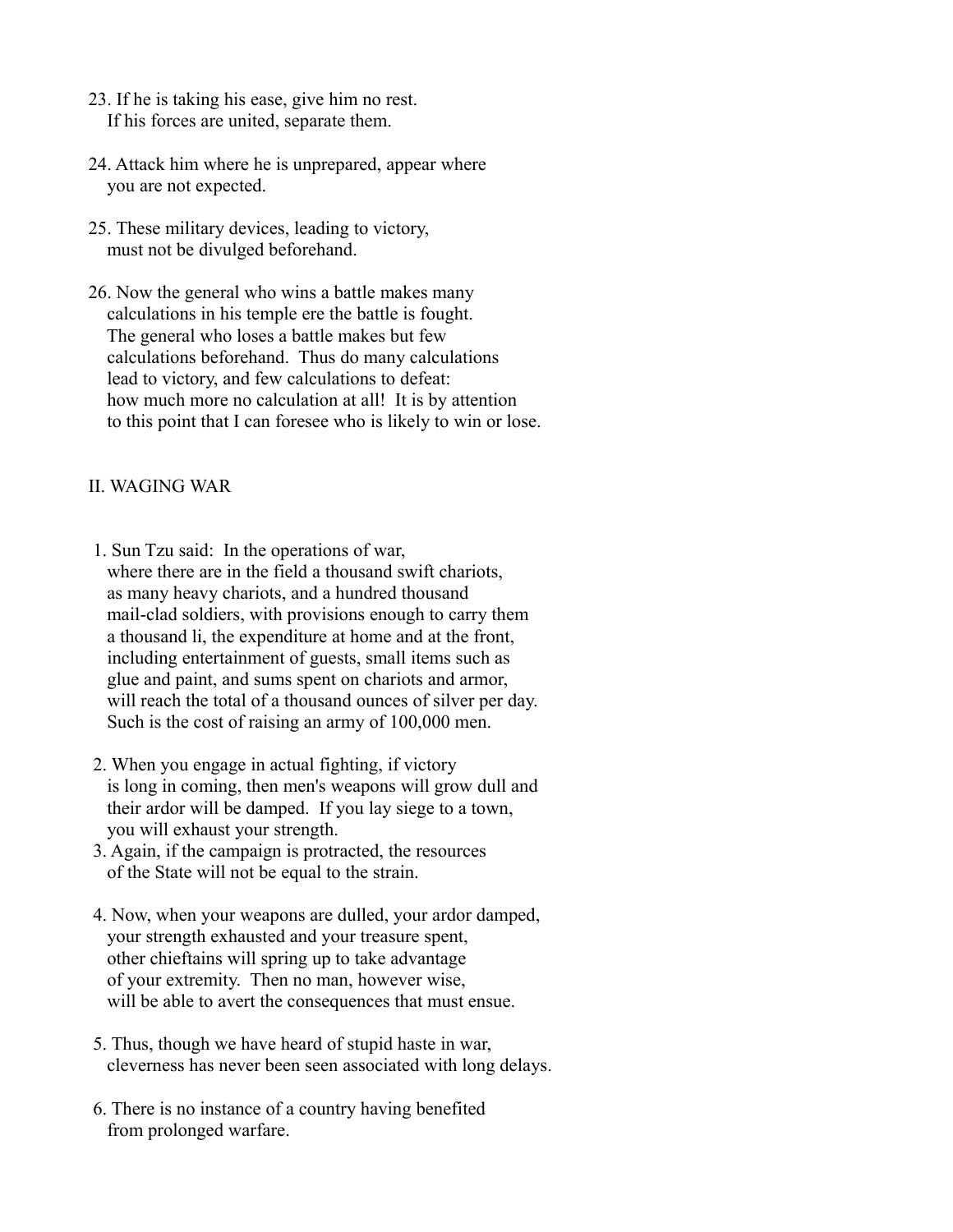23. If he is taking his ease, give him no rest.
    If his forces are united, separate them.

24. Attack him where he is unprepared, appear where
    you are not expected.

25. These military devices, leading to victory,
    must not be divulged beforehand.

26. Now the general who wins a battle makes many
    calculations in his temple ere the battle is fought.
    The general who loses a battle makes but few
    calculations beforehand. Thus do many calculations
    lead to victory, and few calculations to defeat:
    how much more no calculation at all! It is by attention
    to this point that I can foresee who is likely to win or lose.

## II. WAGING WAR

1. Sun Tzu said: In the operations of war,
   where there are in the field a thousand swift chariots,
   as many heavy chariots, and a hundred thousand
   mail-clad soldiers, with provisions enough to carry them
   a thousand li, the expenditure at home and at the front,
   including entertainment of guests, small items such as
   glue and paint, and sums spent on chariots and armor,
   will reach the total of a thousand ounces of silver per day.
   Such is the cost of raising an army of 100,000 men.

2. When you engage in actual fighting, if victory
   is long in coming, then men's weapons will grow dull and
   their ardor will be damped. If you lay siege to a town,
   you will exhaust your strength.

3. Again, if the campaign is protracted, the resources
   of the State will not be equal to the strain.

4. Now, when your weapons are dulled, your ardor damped,
   your strength exhausted and your treasure spent,
   other chieftains will spring up to take advantage
   of your extremity. Then no man, however wise,
   will be able to avert the consequences that must ensue.

5. Thus, though we have heard of stupid haste in war,
   cleverness has never been seen associated with long delays.

6. There is no instance of a country having benefited
   from prolonged warfare.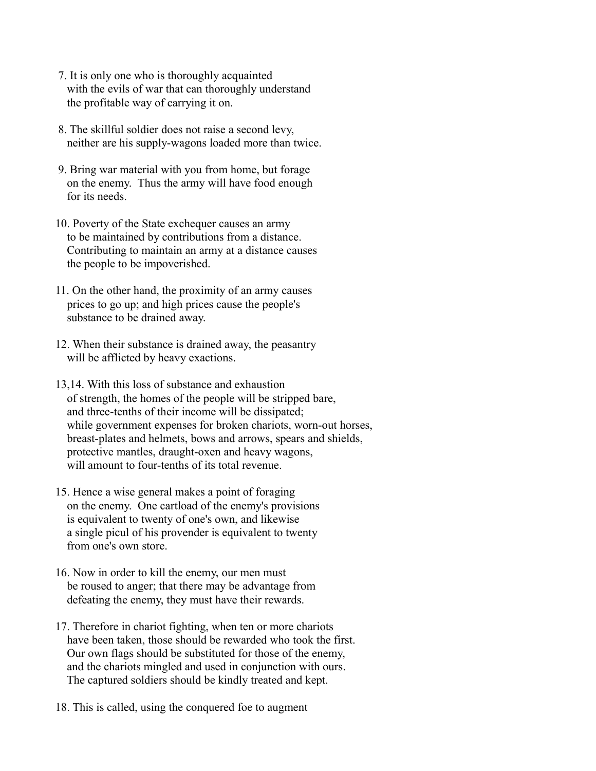7. It is only one who is thoroughly acquainted with the evils of war that can thoroughly understand the profitable way of carrying it on.

8. The skillful soldier does not raise a second levy, neither are his supply-wagons loaded more than twice.

9. Bring war material with you from home, but forage on the enemy. Thus the army will have food enough for its needs.

10. Poverty of the State exchequer causes an army to be maintained by contributions from a distance. Contributing to maintain an army at a distance causes the people to be impoverished.

11. On the other hand, the proximity of an army causes prices to go up; and high prices cause the people's substance to be drained away.

12. When their substance is drained away, the peasantry will be afflicted by heavy exactions.

13,14. With this loss of substance and exhaustion of strength, the homes of the people will be stripped bare, and three-tenths of their income will be dissipated; while government expenses for broken chariots, worn-out horses, breast-plates and helmets, bows and arrows, spears and shields, protective mantles, draught-oxen and heavy wagons, will amount to four-tenths of its total revenue.

15. Hence a wise general makes a point of foraging on the enemy. One cartload of the enemy's provisions is equivalent to twenty of one's own, and likewise a single picul of his provender is equivalent to twenty from one's own store.

16. Now in order to kill the enemy, our men must be roused to anger; that there may be advantage from defeating the enemy, they must have their rewards.

17. Therefore in chariot fighting, when ten or more chariots have been taken, those should be rewarded who took the first. Our own flags should be substituted for those of the enemy, and the chariots mingled and used in conjunction with ours. The captured soldiers should be kindly treated and kept.

18. This is called, using the conquered foe to augment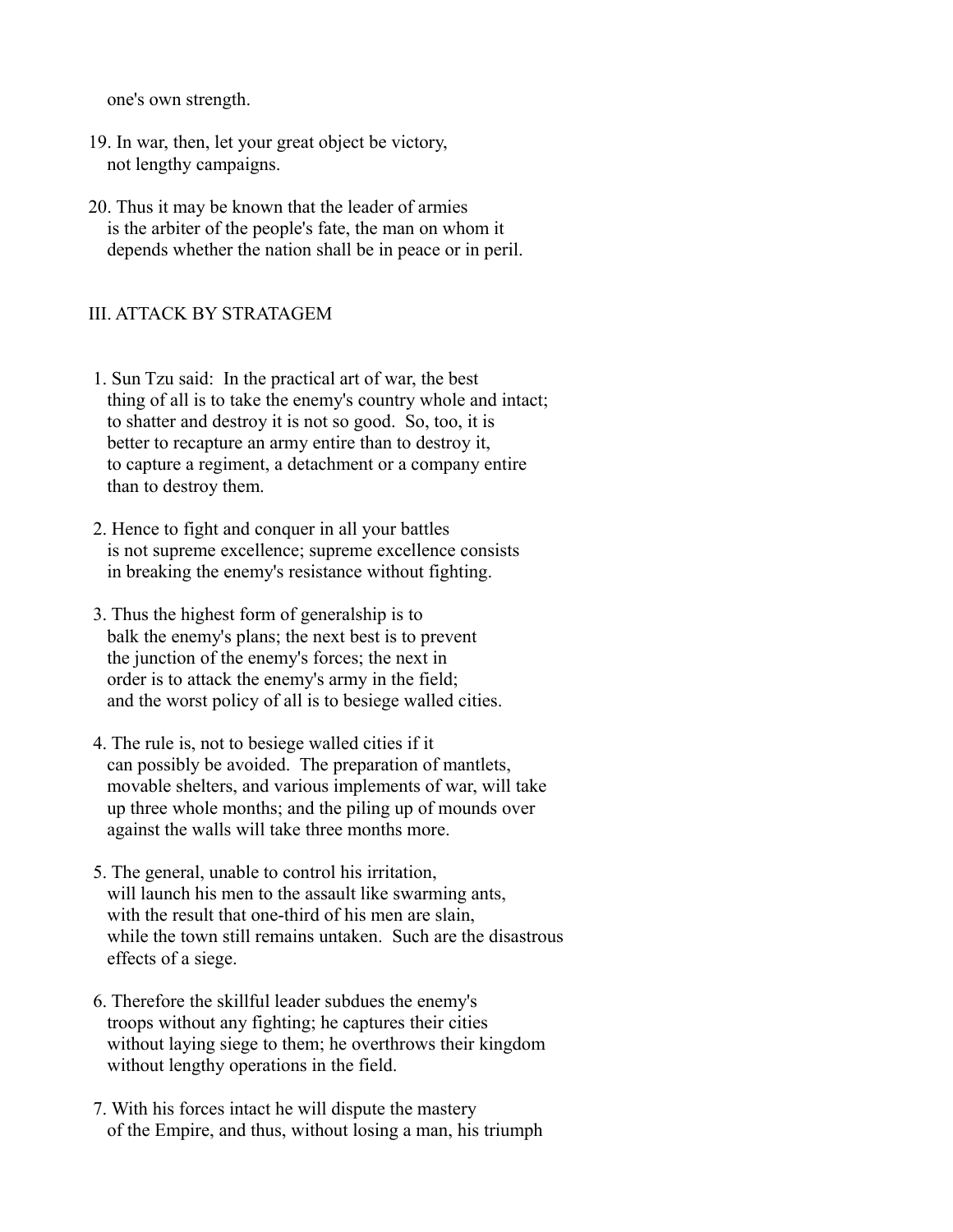one's own strength.

19. In war, then, let your great object be victory, not lengthy campaigns.

20. Thus it may be known that the leader of armies is the arbiter of the people's fate, the man on whom it depends whether the nation shall be in peace or in peril.

## III. ATTACK BY STRATAGEM

1. Sun Tzu said: In the practical art of war, the best thing of all is to take the enemy's country whole and intact; to shatter and destroy it is not so good. So, too, it is better to recapture an army entire than to destroy it, to capture a regiment, a detachment or a company entire than to destroy them.

2. Hence to fight and conquer in all your battles is not supreme excellence; supreme excellence consists in breaking the enemy's resistance without fighting.

3. Thus the highest form of generalship is to balk the enemy's plans; the next best is to prevent the junction of the enemy's forces; the next in order is to attack the enemy's army in the field; and the worst policy of all is to besiege walled cities.

4. The rule is, not to besiege walled cities if it can possibly be avoided. The preparation of mantlets, movable shelters, and various implements of war, will take up three whole months; and the piling up of mounds over against the walls will take three months more.

5. The general, unable to control his irritation, will launch his men to the assault like swarming ants, with the result that one-third of his men are slain, while the town still remains untaken. Such are the disastrous effects of a siege.

6. Therefore the skillful leader subdues the enemy's troops without any fighting; he captures their cities without laying siege to them; he overthrows their kingdom without lengthy operations in the field.

7. With his forces intact he will dispute the mastery of the Empire, and thus, without losing a man, his triumph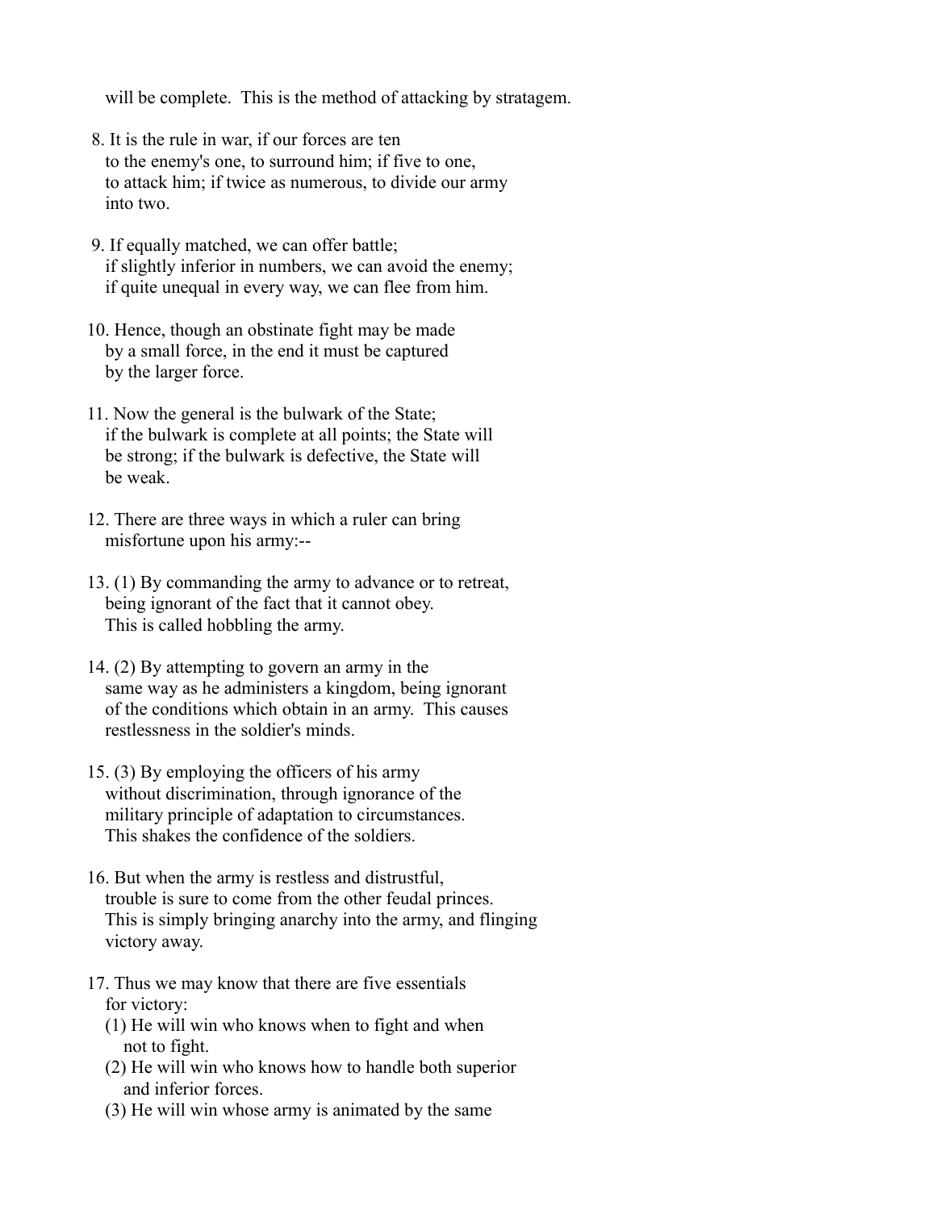will be complete. This is the method of attacking by stratagem.

8. It is the rule in war, if our forces are ten to the enemy's one, to surround him; if five to one, to attack him; if twice as numerous, to divide our army into two.

9. If equally matched, we can offer battle; if slightly inferior in numbers, we can avoid the enemy; if quite unequal in every way, we can flee from him.

10. Hence, though an obstinate fight may be made by a small force, in the end it must be captured by the larger force.

11. Now the general is the bulwark of the State; if the bulwark is complete at all points; the State will be strong; if the bulwark is defective, the State will be weak.

12. There are three ways in which a ruler can bring misfortune upon his army:--

13. (1) By commanding the army to advance or to retreat, being ignorant of the fact that it cannot obey. This is called hobbling the army.

14. (2) By attempting to govern an army in the same way as he administers a kingdom, being ignorant of the conditions which obtain in an army. This causes restlessness in the soldier's minds.

15. (3) By employing the officers of his army without discrimination, through ignorance of the military principle of adaptation to circumstances. This shakes the confidence of the soldiers.

16. But when the army is restless and distrustful, trouble is sure to come from the other feudal princes. This is simply bringing anarchy into the army, and flinging victory away.

17. Thus we may know that there are five essentials for victory:
   (1) He will win who knows when to fight and when not to fight.
   (2) He will win who knows how to handle both superior and inferior forces.
   (3) He will win whose army is animated by the same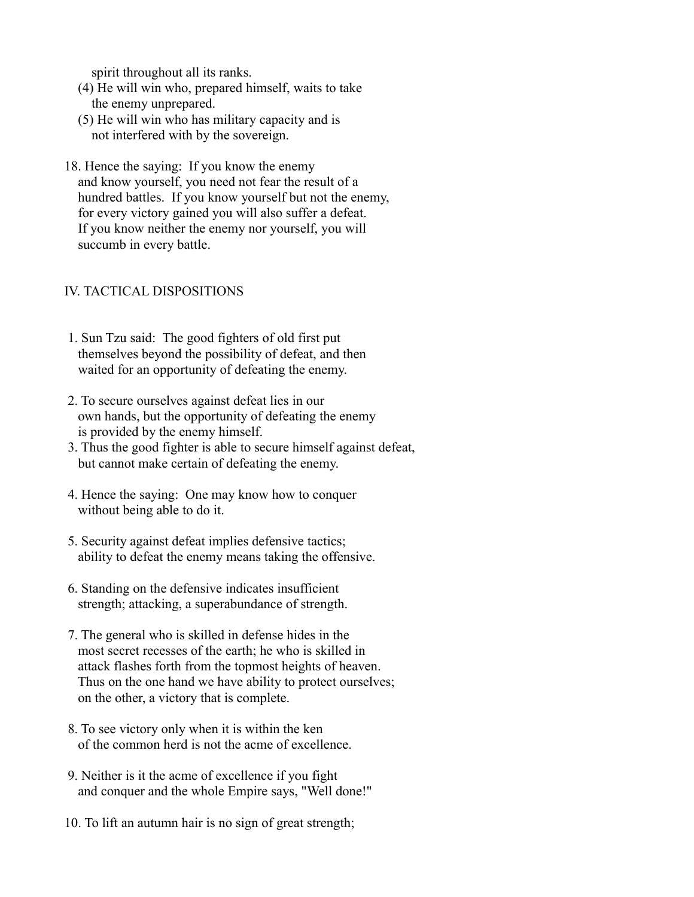spirit throughout all its ranks.

(4) He will win who, prepared himself, waits to take the enemy unprepared.

(5) He will win who has military capacity and is not interfered with by the sovereign.

18. Hence the saying: If you know the enemy and know yourself, you need not fear the result of a hundred battles. If you know yourself but not the enemy, for every victory gained you will also suffer a defeat. If you know neither the enemy nor yourself, you will succumb in every battle.

## IV. TACTICAL DISPOSITIONS

1. Sun Tzu said: The good fighters of old first put themselves beyond the possibility of defeat, and then waited for an opportunity of defeating the enemy.

2. To secure ourselves against defeat lies in our own hands, but the opportunity of defeating the enemy is provided by the enemy himself.

3. Thus the good fighter is able to secure himself against defeat, but cannot make certain of defeating the enemy.

4. Hence the saying: One may know how to conquer without being able to do it.

5. Security against defeat implies defensive tactics; ability to defeat the enemy means taking the offensive.

6. Standing on the defensive indicates insufficient strength; attacking, a superabundance of strength.

7. The general who is skilled in defense hides in the most secret recesses of the earth; he who is skilled in attack flashes forth from the topmost heights of heaven. Thus on the one hand we have ability to protect ourselves; on the other, a victory that is complete.

8. To see victory only when it is within the ken of the common herd is not the acme of excellence.

9. Neither is it the acme of excellence if you fight and conquer and the whole Empire says, "Well done!"

10. To lift an autumn hair is no sign of great strength;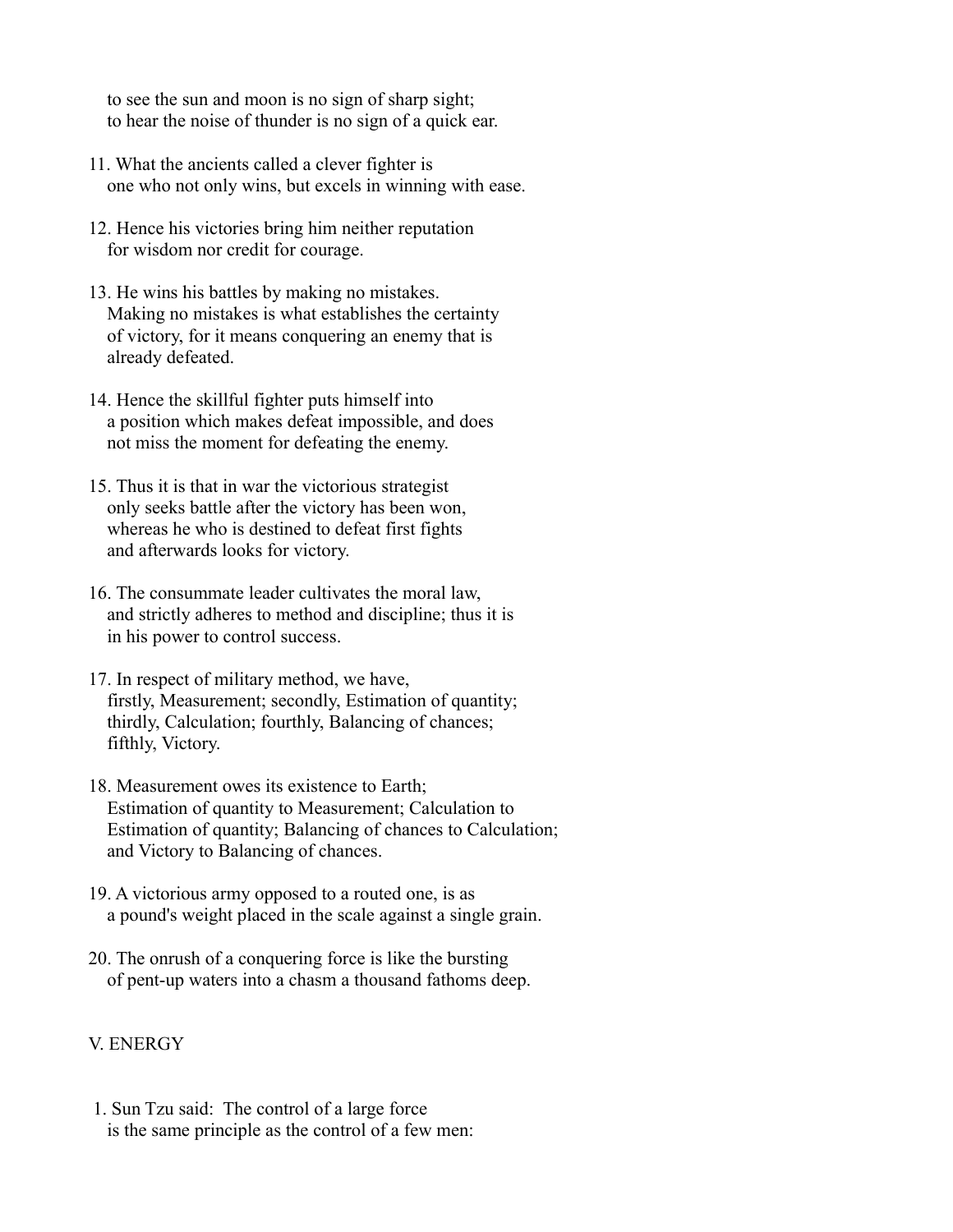to see the sun and moon is no sign of sharp sight;
to hear the noise of thunder is no sign of a quick ear.

11. What the ancients called a clever fighter is one who not only wins, but excels in winning with ease.

12. Hence his victories bring him neither reputation for wisdom nor credit for courage.

13. He wins his battles by making no mistakes. Making no mistakes is what establishes the certainty of victory, for it means conquering an enemy that is already defeated.

14. Hence the skillful fighter puts himself into a position which makes defeat impossible, and does not miss the moment for defeating the enemy.

15. Thus it is that in war the victorious strategist only seeks battle after the victory has been won, whereas he who is destined to defeat first fights and afterwards looks for victory.

16. The consummate leader cultivates the moral law, and strictly adheres to method and discipline; thus it is in his power to control success.

17. In respect of military method, we have, firstly, Measurement; secondly, Estimation of quantity; thirdly, Calculation; fourthly, Balancing of chances; fifthly, Victory.

18. Measurement owes its existence to Earth; Estimation of quantity to Measurement; Calculation to Estimation of quantity; Balancing of chances to Calculation; and Victory to Balancing of chances.

19. A victorious army opposed to a routed one, is as a pound's weight placed in the scale against a single grain.

20. The onrush of a conquering force is like the bursting of pent-up waters into a chasm a thousand fathoms deep.

## V. ENERGY

1. Sun Tzu said: The control of a large force is the same principle as the control of a few men: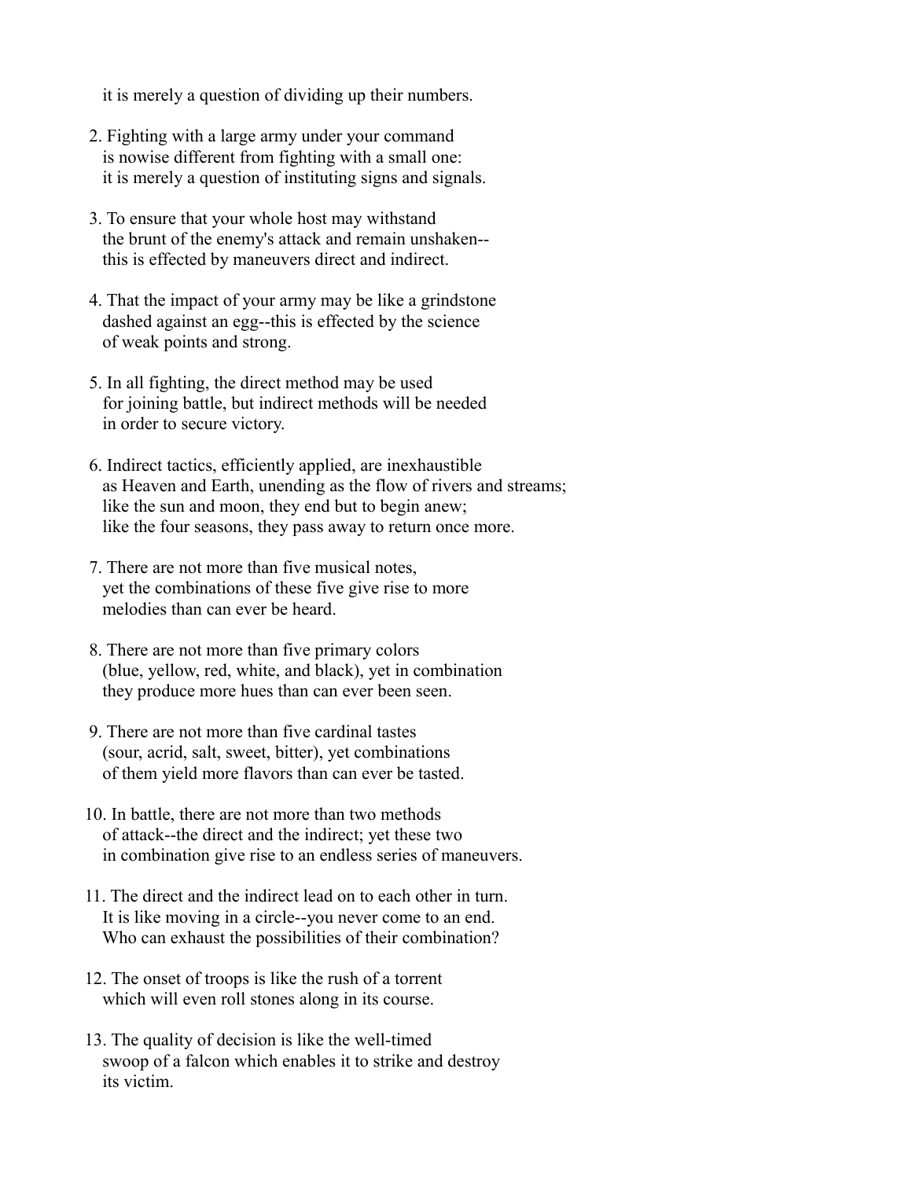it is merely a question of dividing up their numbers.

2. Fighting with a large army under your command is nowise different from fighting with a small one: it is merely a question of instituting signs and signals.

3. To ensure that your whole host may withstand the brunt of the enemy's attack and remain unshaken-- this is effected by maneuvers direct and indirect.

4. That the impact of your army may be like a grindstone dashed against an egg--this is effected by the science of weak points and strong.

5. In all fighting, the direct method may be used for joining battle, but indirect methods will be needed in order to secure victory.

6. Indirect tactics, efficiently applied, are inexhaustible as Heaven and Earth, unending as the flow of rivers and streams; like the sun and moon, they end but to begin anew; like the four seasons, they pass away to return once more.

7. There are not more than five musical notes, yet the combinations of these five give rise to more melodies than can ever be heard.

8. There are not more than five primary colors (blue, yellow, red, white, and black), yet in combination they produce more hues than can ever been seen.

9. There are not more than five cardinal tastes (sour, acrid, salt, sweet, bitter), yet combinations of them yield more flavors than can ever be tasted.

10. In battle, there are not more than two methods of attack--the direct and the indirect; yet these two in combination give rise to an endless series of maneuvers.

11. The direct and the indirect lead on to each other in turn. It is like moving in a circle--you never come to an end. Who can exhaust the possibilities of their combination?

12. The onset of troops is like the rush of a torrent which will even roll stones along in its course.

13. The quality of decision is like the well-timed swoop of a falcon which enables it to strike and destroy its victim.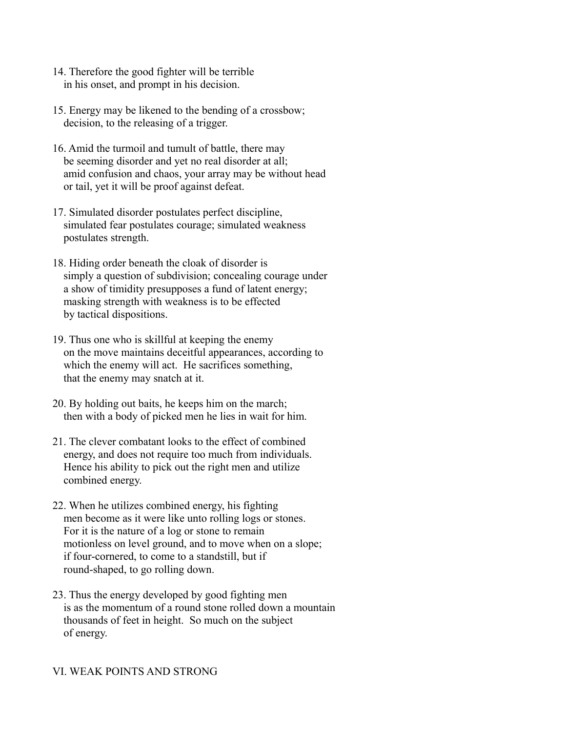14. Therefore the good fighter will be terrible in his onset, and prompt in his decision.

15. Energy may be likened to the bending of a crossbow; decision, to the releasing of a trigger.

16. Amid the turmoil and tumult of battle, there may be seeming disorder and yet no real disorder at all; amid confusion and chaos, your array may be without head or tail, yet it will be proof against defeat.

17. Simulated disorder postulates perfect discipline, simulated fear postulates courage; simulated weakness postulates strength.

18. Hiding order beneath the cloak of disorder is simply a question of subdivision; concealing courage under a show of timidity presupposes a fund of latent energy; masking strength with weakness is to be effected by tactical dispositions.

19. Thus one who is skillful at keeping the enemy on the move maintains deceitful appearances, according to which the enemy will act. He sacrifices something, that the enemy may snatch at it.

20. By holding out baits, he keeps him on the march; then with a body of picked men he lies in wait for him.

21. The clever combatant looks to the effect of combined energy, and does not require too much from individuals. Hence his ability to pick out the right men and utilize combined energy.

22. When he utilizes combined energy, his fighting men become as it were like unto rolling logs or stones. For it is the nature of a log or stone to remain motionless on level ground, and to move when on a slope; if four-cornered, to come to a standstill, but if round-shaped, to go rolling down.

23. Thus the energy developed by good fighting men is as the momentum of a round stone rolled down a mountain thousands of feet in height. So much on the subject of energy.

## VI. WEAK POINTS AND STRONG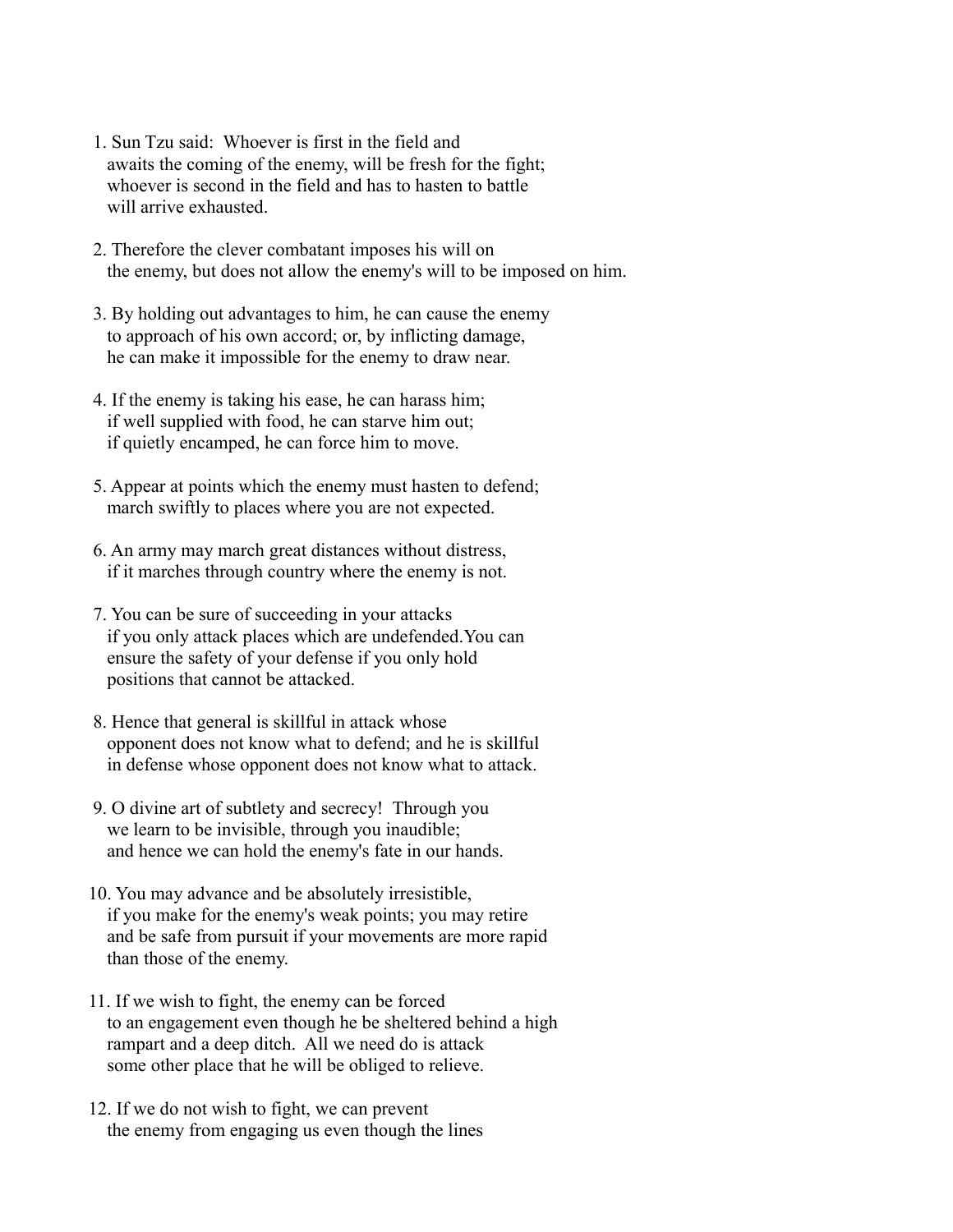1. Sun Tzu said: Whoever is first in the field and awaits the coming of the enemy, will be fresh for the fight; whoever is second in the field and has to hasten to battle will arrive exhausted.

2. Therefore the clever combatant imposes his will on the enemy, but does not allow the enemy's will to be imposed on him.

3. By holding out advantages to him, he can cause the enemy to approach of his own accord; or, by inflicting damage, he can make it impossible for the enemy to draw near.

4. If the enemy is taking his ease, he can harass him; if well supplied with food, he can starve him out; if quietly encamped, he can force him to move.

5. Appear at points which the enemy must hasten to defend; march swiftly to places where you are not expected.

6. An army may march great distances without distress, if it marches through country where the enemy is not.

7. You can be sure of succeeding in your attacks if you only attack places which are undefended.You can ensure the safety of your defense if you only hold positions that cannot be attacked.

8. Hence that general is skillful in attack whose opponent does not know what to defend; and he is skillful in defense whose opponent does not know what to attack.

9. O divine art of subtlety and secrecy! Through you we learn to be invisible, through you inaudible; and hence we can hold the enemy's fate in our hands.

10. You may advance and be absolutely irresistible, if you make for the enemy's weak points; you may retire and be safe from pursuit if your movements are more rapid than those of the enemy.

11. If we wish to fight, the enemy can be forced to an engagement even though he be sheltered behind a high rampart and a deep ditch. All we need do is attack some other place that he will be obliged to relieve.

12. If we do not wish to fight, we can prevent the enemy from engaging us even though the lines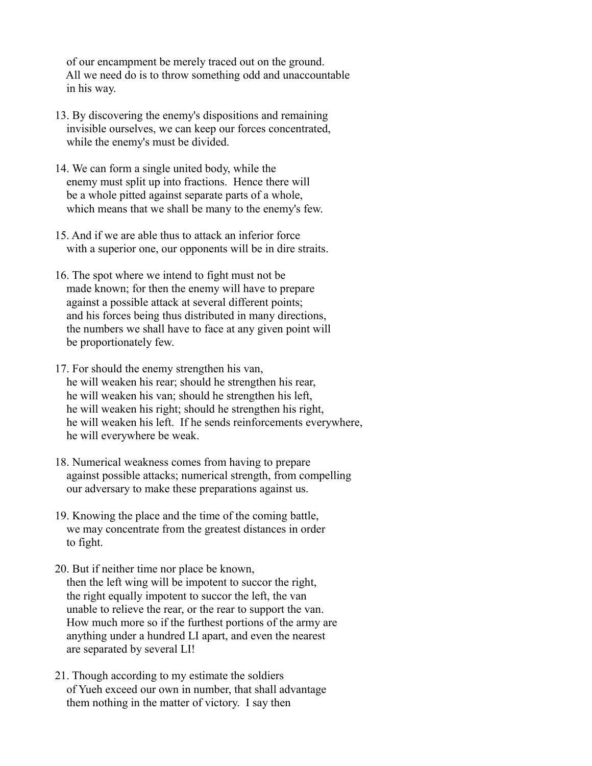of our encampment be merely traced out on the ground. All we need do is to throw something odd and unaccountable in his way.

13. By discovering the enemy's dispositions and remaining invisible ourselves, we can keep our forces concentrated, while the enemy's must be divided.

14. We can form a single united body, while the enemy must split up into fractions. Hence there will be a whole pitted against separate parts of a whole, which means that we shall be many to the enemy's few.

15. And if we are able thus to attack an inferior force with a superior one, our opponents will be in dire straits.

16. The spot where we intend to fight must not be made known; for then the enemy will have to prepare against a possible attack at several different points; and his forces being thus distributed in many directions, the numbers we shall have to face at any given point will be proportionately few.

17. For should the enemy strengthen his van, he will weaken his rear; should he strengthen his rear, he will weaken his van; should he strengthen his left, he will weaken his right; should he strengthen his right, he will weaken his left. If he sends reinforcements everywhere, he will everywhere be weak.

18. Numerical weakness comes from having to prepare against possible attacks; numerical strength, from compelling our adversary to make these preparations against us.

19. Knowing the place and the time of the coming battle, we may concentrate from the greatest distances in order to fight.

20. But if neither time nor place be known, then the left wing will be impotent to succor the right, the right equally impotent to succor the left, the van unable to relieve the rear, or the rear to support the van. How much more so if the furthest portions of the army are anything under a hundred LI apart, and even the nearest are separated by several LI!

21. Though according to my estimate the soldiers of Yueh exceed our own in number, that shall advantage them nothing in the matter of victory. I say then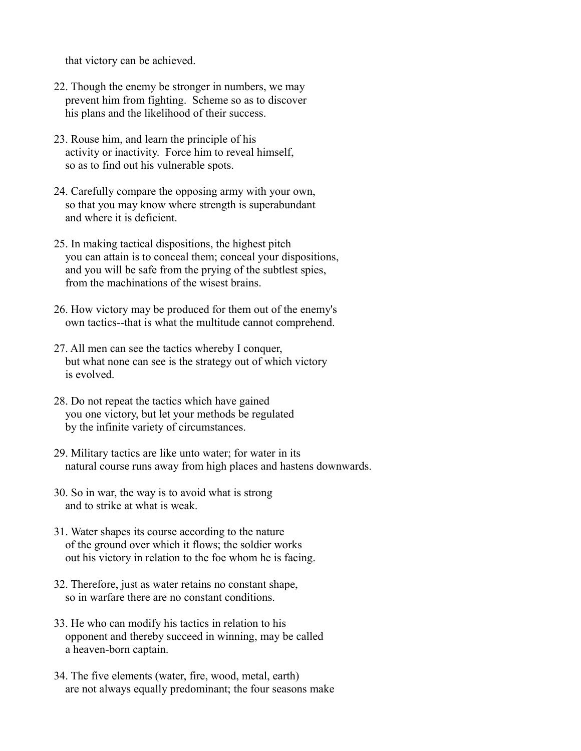that victory can be achieved.

22. Though the enemy be stronger in numbers, we may prevent him from fighting. Scheme so as to discover his plans and the likelihood of their success.

23. Rouse him, and learn the principle of his activity or inactivity. Force him to reveal himself, so as to find out his vulnerable spots.

24. Carefully compare the opposing army with your own, so that you may know where strength is superabundant and where it is deficient.

25. In making tactical dispositions, the highest pitch you can attain is to conceal them; conceal your dispositions, and you will be safe from the prying of the subtlest spies, from the machinations of the wisest brains.

26. How victory may be produced for them out of the enemy's own tactics--that is what the multitude cannot comprehend.

27. All men can see the tactics whereby I conquer, but what none can see is the strategy out of which victory is evolved.

28. Do not repeat the tactics which have gained you one victory, but let your methods be regulated by the infinite variety of circumstances.

29. Military tactics are like unto water; for water in its natural course runs away from high places and hastens downwards.

30. So in war, the way is to avoid what is strong and to strike at what is weak.

31. Water shapes its course according to the nature of the ground over which it flows; the soldier works out his victory in relation to the foe whom he is facing.

32. Therefore, just as water retains no constant shape, so in warfare there are no constant conditions.

33. He who can modify his tactics in relation to his opponent and thereby succeed in winning, may be called a heaven-born captain.

34. The five elements (water, fire, wood, metal, earth) are not always equally predominant; the four seasons make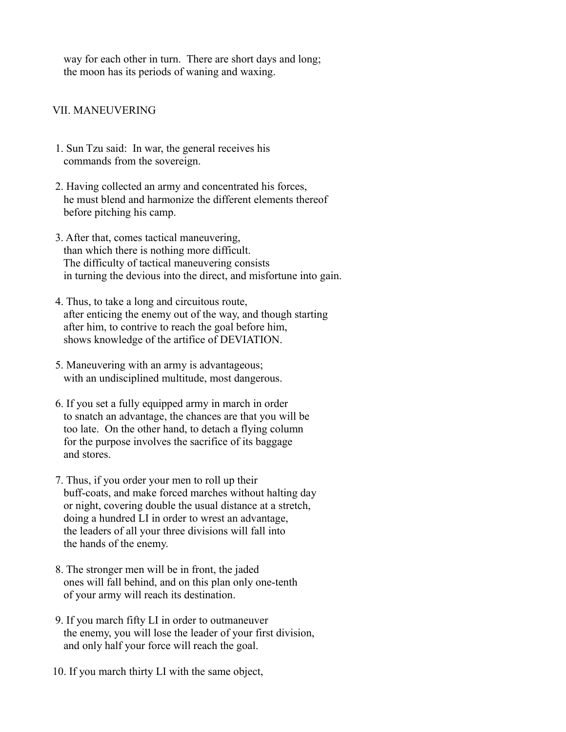way for each other in turn. There are short days and long; the moon has its periods of waning and waxing.

## VII. MANEUVERING

1. Sun Tzu said: In war, the general receives his commands from the sovereign.

2. Having collected an army and concentrated his forces, he must blend and harmonize the different elements thereof before pitching his camp.

3. After that, comes tactical maneuvering, than which there is nothing more difficult. The difficulty of tactical maneuvering consists in turning the devious into the direct, and misfortune into gain.

4. Thus, to take a long and circuitous route, after enticing the enemy out of the way, and though starting after him, to contrive to reach the goal before him, shows knowledge of the artifice of DEVIATION.

5. Maneuvering with an army is advantageous; with an undisciplined multitude, most dangerous.

6. If you set a fully equipped army in march in order to snatch an advantage, the chances are that you will be too late. On the other hand, to detach a flying column for the purpose involves the sacrifice of its baggage and stores.

7. Thus, if you order your men to roll up their buff-coats, and make forced marches without halting day or night, covering double the usual distance at a stretch, doing a hundred LI in order to wrest an advantage, the leaders of all your three divisions will fall into the hands of the enemy.

8. The stronger men will be in front, the jaded ones will fall behind, and on this plan only one-tenth of your army will reach its destination.

9. If you march fifty LI in order to outmaneuver the enemy, you will lose the leader of your first division, and only half your force will reach the goal.

10. If you march thirty LI with the same object,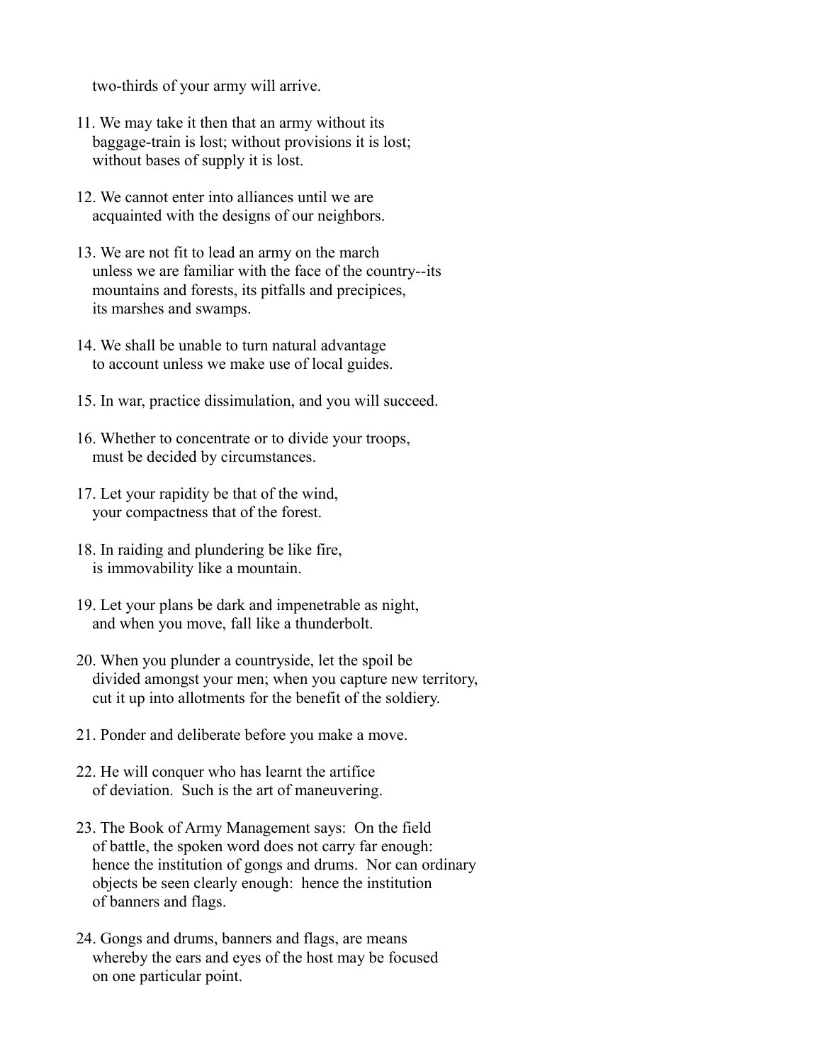two-thirds of your army will arrive.

11. We may take it then that an army without its baggage-train is lost; without provisions it is lost; without bases of supply it is lost.

12. We cannot enter into alliances until we are acquainted with the designs of our neighbors.

13. We are not fit to lead an army on the march unless we are familiar with the face of the country--its mountains and forests, its pitfalls and precipices, its marshes and swamps.

14. We shall be unable to turn natural advantage to account unless we make use of local guides.

15. In war, practice dissimulation, and you will succeed.

16. Whether to concentrate or to divide your troops, must be decided by circumstances.

17. Let your rapidity be that of the wind, your compactness that of the forest.

18. In raiding and plundering be like fire, is immovability like a mountain.

19. Let your plans be dark and impenetrable as night, and when you move, fall like a thunderbolt.

20. When you plunder a countryside, let the spoil be divided amongst your men; when you capture new territory, cut it up into allotments for the benefit of the soldiery.

21. Ponder and deliberate before you make a move.

22. He will conquer who has learnt the artifice of deviation. Such is the art of maneuvering.

23. The Book of Army Management says: On the field of battle, the spoken word does not carry far enough: hence the institution of gongs and drums. Nor can ordinary objects be seen clearly enough: hence the institution of banners and flags.

24. Gongs and drums, banners and flags, are means whereby the ears and eyes of the host may be focused on one particular point.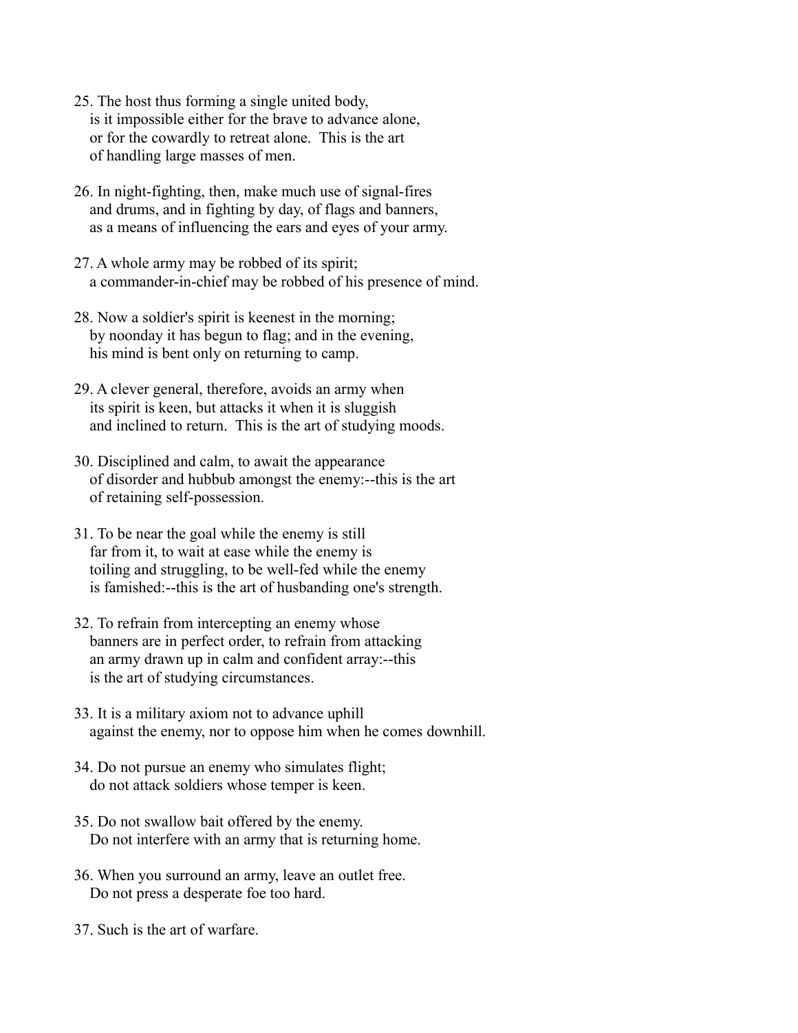25. The host thus forming a single united body, is it impossible either for the brave to advance alone, or for the cowardly to retreat alone. This is the art of handling large masses of men.

26. In night-fighting, then, make much use of signal-fires and drums, and in fighting by day, of flags and banners, as a means of influencing the ears and eyes of your army.

27. A whole army may be robbed of its spirit; a commander-in-chief may be robbed of his presence of mind.

28. Now a soldier's spirit is keenest in the morning; by noonday it has begun to flag; and in the evening, his mind is bent only on returning to camp.

29. A clever general, therefore, avoids an army when its spirit is keen, but attacks it when it is sluggish and inclined to return. This is the art of studying moods.

30. Disciplined and calm, to await the appearance of disorder and hubbub amongst the enemy:--this is the art of retaining self-possession.

31. To be near the goal while the enemy is still far from it, to wait at ease while the enemy is toiling and struggling, to be well-fed while the enemy is famished:--this is the art of husbanding one's strength.

32. To refrain from intercepting an enemy whose banners are in perfect order, to refrain from attacking an army drawn up in calm and confident array:--this is the art of studying circumstances.

33. It is a military axiom not to advance uphill against the enemy, nor to oppose him when he comes downhill.

34. Do not pursue an enemy who simulates flight; do not attack soldiers whose temper is keen.

35. Do not swallow bait offered by the enemy. Do not interfere with an army that is returning home.

36. When you surround an army, leave an outlet free. Do not press a desperate foe too hard.

37. Such is the art of warfare.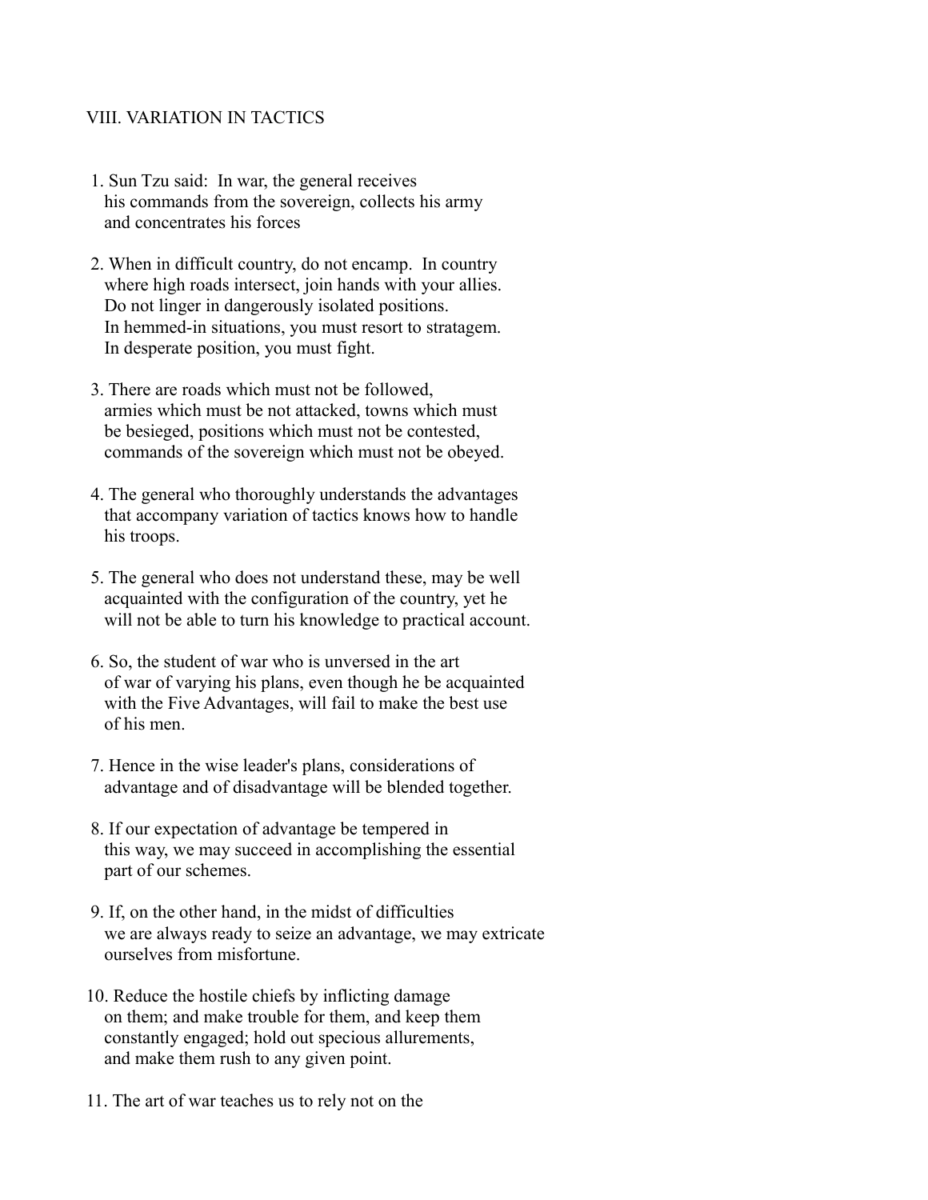## VIII. VARIATION IN TACTICS

1. Sun Tzu said: In war, the general receives his commands from the sovereign, collects his army and concentrates his forces

2. When in difficult country, do not encamp. In country where high roads intersect, join hands with your allies. Do not linger in dangerously isolated positions. In hemmed-in situations, you must resort to stratagem. In desperate position, you must fight.

3. There are roads which must not be followed, armies which must be not attacked, towns which must be besieged, positions which must not be contested, commands of the sovereign which must not be obeyed.

4. The general who thoroughly understands the advantages that accompany variation of tactics knows how to handle his troops.

5. The general who does not understand these, may be well acquainted with the configuration of the country, yet he will not be able to turn his knowledge to practical account.

6. So, the student of war who is unversed in the art of war of varying his plans, even though he be acquainted with the Five Advantages, will fail to make the best use of his men.

7. Hence in the wise leader's plans, considerations of advantage and of disadvantage will be blended together.

8. If our expectation of advantage be tempered in this way, we may succeed in accomplishing the essential part of our schemes.

9. If, on the other hand, in the midst of difficulties we are always ready to seize an advantage, we may extricate ourselves from misfortune.

10. Reduce the hostile chiefs by inflicting damage on them; and make trouble for them, and keep them constantly engaged; hold out specious allurements, and make them rush to any given point.

11. The art of war teaches us to rely not on the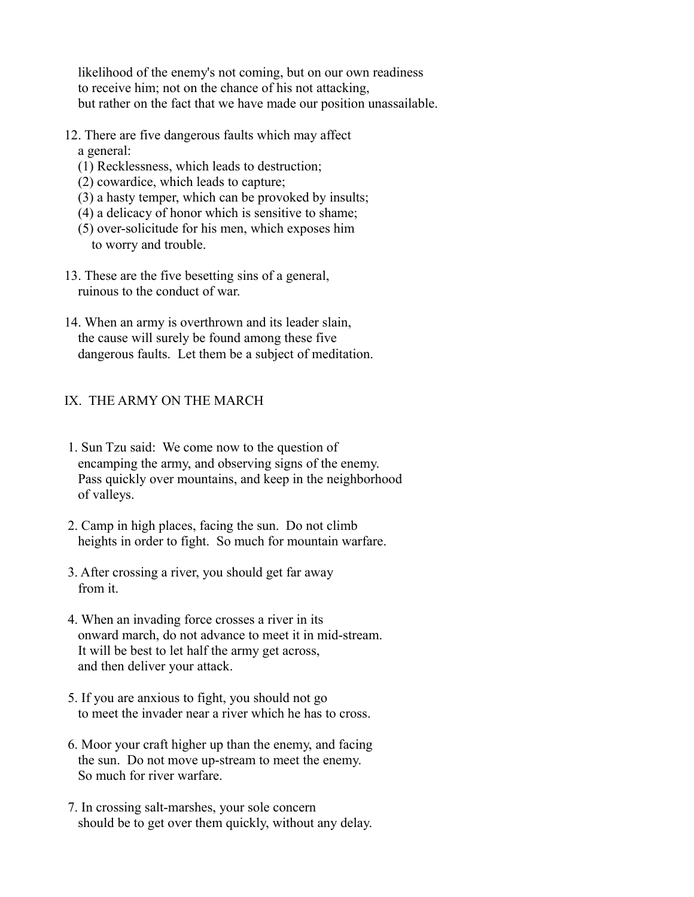likelihood of the enemy's not coming, but on our own readiness to receive him; not on the chance of his not attacking, but rather on the fact that we have made our position unassailable.

12. There are five dangerous faults which may affect a general:
    (1) Recklessness, which leads to destruction;
    (2) cowardice, which leads to capture;
    (3) a hasty temper, which can be provoked by insults;
    (4) a delicacy of honor which is sensitive to shame;
    (5) over-solicitude for his men, which exposes him to worry and trouble.

13. These are the five besetting sins of a general, ruinous to the conduct of war.

14. When an army is overthrown and its leader slain, the cause will surely be found among these five dangerous faults. Let them be a subject of meditation.

## IX. THE ARMY ON THE MARCH

1. Sun Tzu said: We come now to the question of encamping the army, and observing signs of the enemy. Pass quickly over mountains, and keep in the neighborhood of valleys.

2. Camp in high places, facing the sun. Do not climb heights in order to fight. So much for mountain warfare.

3. After crossing a river, you should get far away from it.

4. When an invading force crosses a river in its onward march, do not advance to meet it in mid-stream. It will be best to let half the army get across, and then deliver your attack.

5. If you are anxious to fight, you should not go to meet the invader near a river which he has to cross.

6. Moor your craft higher up than the enemy, and facing the sun. Do not move up-stream to meet the enemy. So much for river warfare.

7. In crossing salt-marshes, your sole concern should be to get over them quickly, without any delay.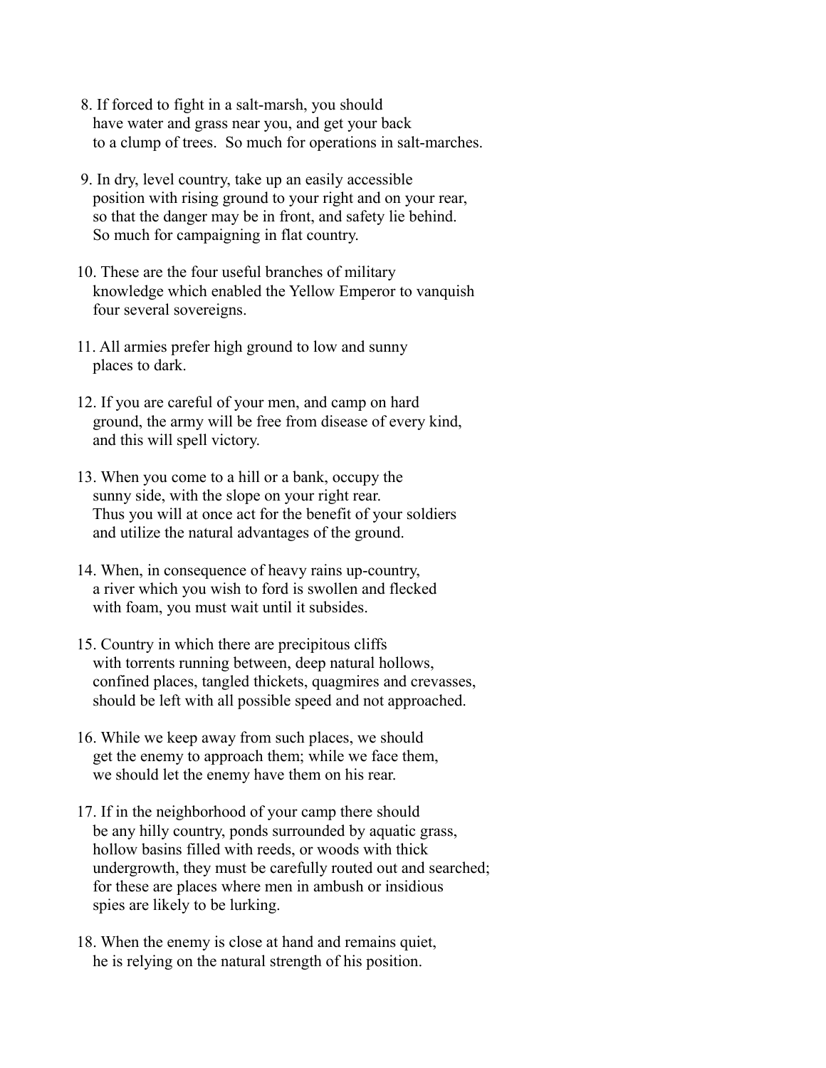8. If forced to fight in a salt-marsh, you should have water and grass near you, and get your back to a clump of trees. So much for operations in salt-marches.

9. In dry, level country, take up an easily accessible position with rising ground to your right and on your rear, so that the danger may be in front, and safety lie behind. So much for campaigning in flat country.

10. These are the four useful branches of military knowledge which enabled the Yellow Emperor to vanquish four several sovereigns.

11. All armies prefer high ground to low and sunny places to dark.

12. If you are careful of your men, and camp on hard ground, the army will be free from disease of every kind, and this will spell victory.

13. When you come to a hill or a bank, occupy the sunny side, with the slope on your right rear. Thus you will at once act for the benefit of your soldiers and utilize the natural advantages of the ground.

14. When, in consequence of heavy rains up-country, a river which you wish to ford is swollen and flecked with foam, you must wait until it subsides.

15. Country in which there are precipitous cliffs with torrents running between, deep natural hollows, confined places, tangled thickets, quagmires and crevasses, should be left with all possible speed and not approached.

16. While we keep away from such places, we should get the enemy to approach them; while we face them, we should let the enemy have them on his rear.

17. If in the neighborhood of your camp there should be any hilly country, ponds surrounded by aquatic grass, hollow basins filled with reeds, or woods with thick undergrowth, they must be carefully routed out and searched; for these are places where men in ambush or insidious spies are likely to be lurking.

18. When the enemy is close at hand and remains quiet, he is relying on the natural strength of his position.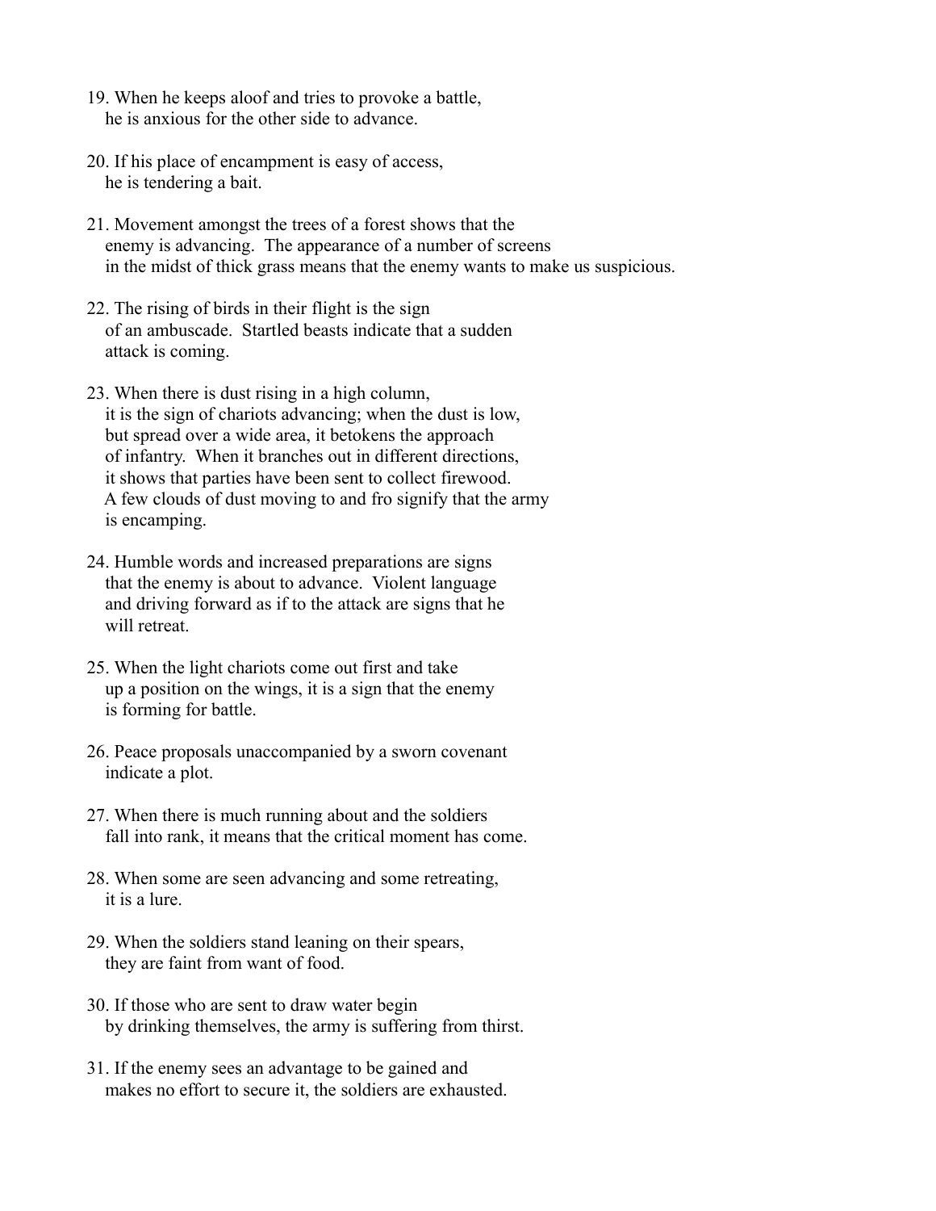19. When he keeps aloof and tries to provoke a battle, he is anxious for the other side to advance.

20. If his place of encampment is easy of access, he is tendering a bait.

21. Movement amongst the trees of a forest shows that the enemy is advancing. The appearance of a number of screens in the midst of thick grass means that the enemy wants to make us suspicious.

22. The rising of birds in their flight is the sign of an ambuscade. Startled beasts indicate that a sudden attack is coming.

23. When there is dust rising in a high column, it is the sign of chariots advancing; when the dust is low, but spread over a wide area, it betokens the approach of infantry. When it branches out in different directions, it shows that parties have been sent to collect firewood. A few clouds of dust moving to and fro signify that the army is encamping.

24. Humble words and increased preparations are signs that the enemy is about to advance. Violent language and driving forward as if to the attack are signs that he will retreat.

25. When the light chariots come out first and take up a position on the wings, it is a sign that the enemy is forming for battle.

26. Peace proposals unaccompanied by a sworn covenant indicate a plot.

27. When there is much running about and the soldiers fall into rank, it means that the critical moment has come.

28. When some are seen advancing and some retreating, it is a lure.

29. When the soldiers stand leaning on their spears, they are faint from want of food.

30. If those who are sent to draw water begin by drinking themselves, the army is suffering from thirst.

31. If the enemy sees an advantage to be gained and makes no effort to secure it, the soldiers are exhausted.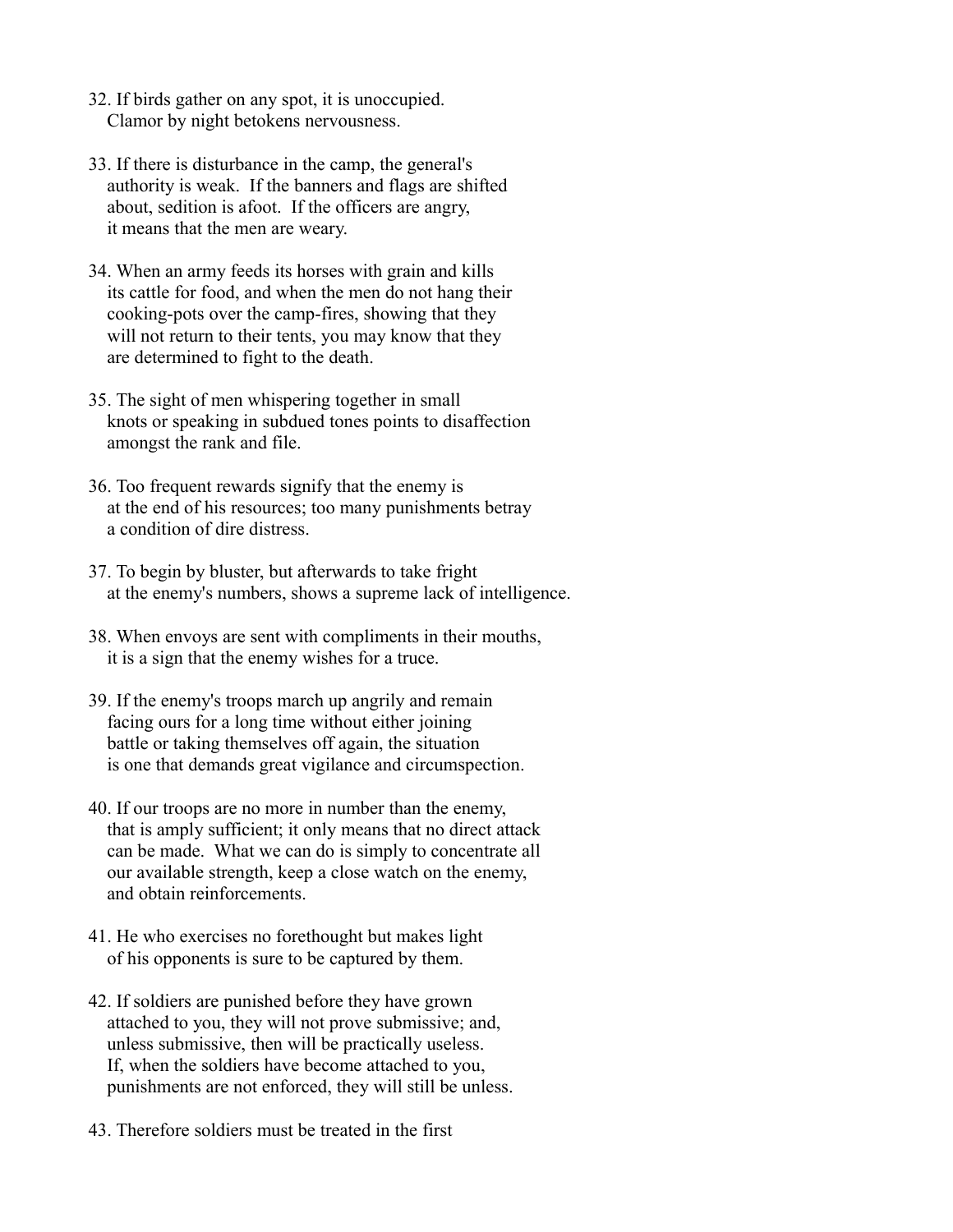32. If birds gather on any spot, it is unoccupied. Clamor by night betokens nervousness.

33. If there is disturbance in the camp, the general's authority is weak. If the banners and flags are shifted about, sedition is afoot. If the officers are angry, it means that the men are weary.

34. When an army feeds its horses with grain and kills its cattle for food, and when the men do not hang their cooking-pots over the camp-fires, showing that they will not return to their tents, you may know that they are determined to fight to the death.

35. The sight of men whispering together in small knots or speaking in subdued tones points to disaffection amongst the rank and file.

36. Too frequent rewards signify that the enemy is at the end of his resources; too many punishments betray a condition of dire distress.

37. To begin by bluster, but afterwards to take fright at the enemy's numbers, shows a supreme lack of intelligence.

38. When envoys are sent with compliments in their mouths, it is a sign that the enemy wishes for a truce.

39. If the enemy's troops march up angrily and remain facing ours for a long time without either joining battle or taking themselves off again, the situation is one that demands great vigilance and circumspection.

40. If our troops are no more in number than the enemy, that is amply sufficient; it only means that no direct attack can be made. What we can do is simply to concentrate all our available strength, keep a close watch on the enemy, and obtain reinforcements.

41. He who exercises no forethought but makes light of his opponents is sure to be captured by them.

42. If soldiers are punished before they have grown attached to you, they will not prove submissive; and, unless submissive, then will be practically useless. If, when the soldiers have become attached to you, punishments are not enforced, they will still be unless.

43. Therefore soldiers must be treated in the first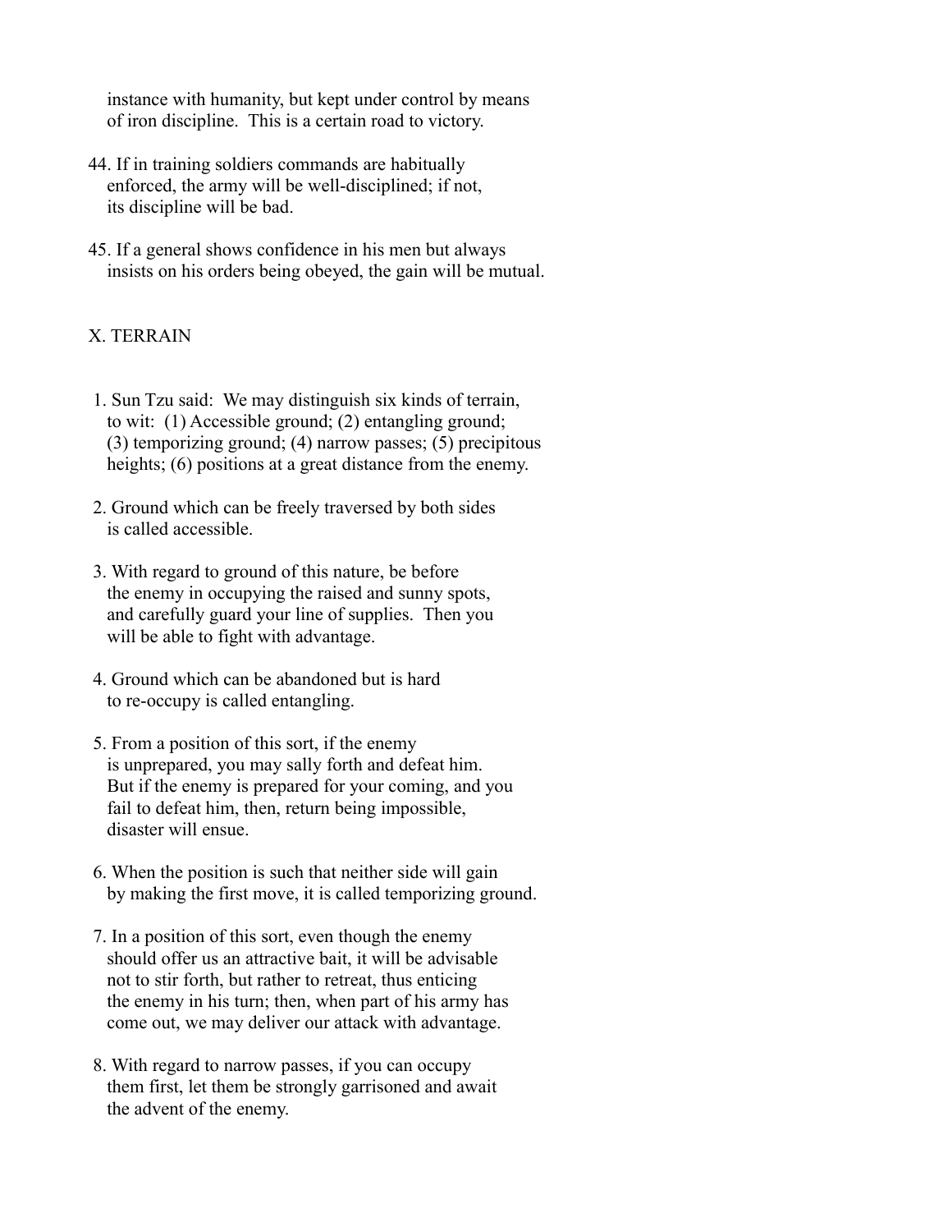instance with humanity, but kept under control by means of iron discipline.  This is a certain road to victory.

44. If in training soldiers commands are habitually enforced, the army will be well-disciplined; if not, its discipline will be bad.

45. If a general shows confidence in his men but always insists on his orders being obeyed, the gain will be mutual.

## X. TERRAIN

1. Sun Tzu said:  We may distinguish six kinds of terrain, to wit:  (1) Accessible ground; (2) entangling ground; (3) temporizing ground; (4) narrow passes; (5) precipitous heights; (6) positions at a great distance from the enemy.

2. Ground which can be freely traversed by both sides is called accessible.

3. With regard to ground of this nature, be before the enemy in occupying the raised and sunny spots, and carefully guard your line of supplies.  Then you will be able to fight with advantage.

4. Ground which can be abandoned but is hard to re-occupy is called entangling.

5. From a position of this sort, if the enemy is unprepared, you may sally forth and defeat him. But if the enemy is prepared for your coming, and you fail to defeat him, then, return being impossible, disaster will ensue.

6. When the position is such that neither side will gain by making the first move, it is called temporizing ground.

7. In a position of this sort, even though the enemy should offer us an attractive bait, it will be advisable not to stir forth, but rather to retreat, thus enticing the enemy in his turn; then, when part of his army has come out, we may deliver our attack with advantage.

8. With regard to narrow passes, if you can occupy them first, let them be strongly garrisoned and await the advent of the enemy.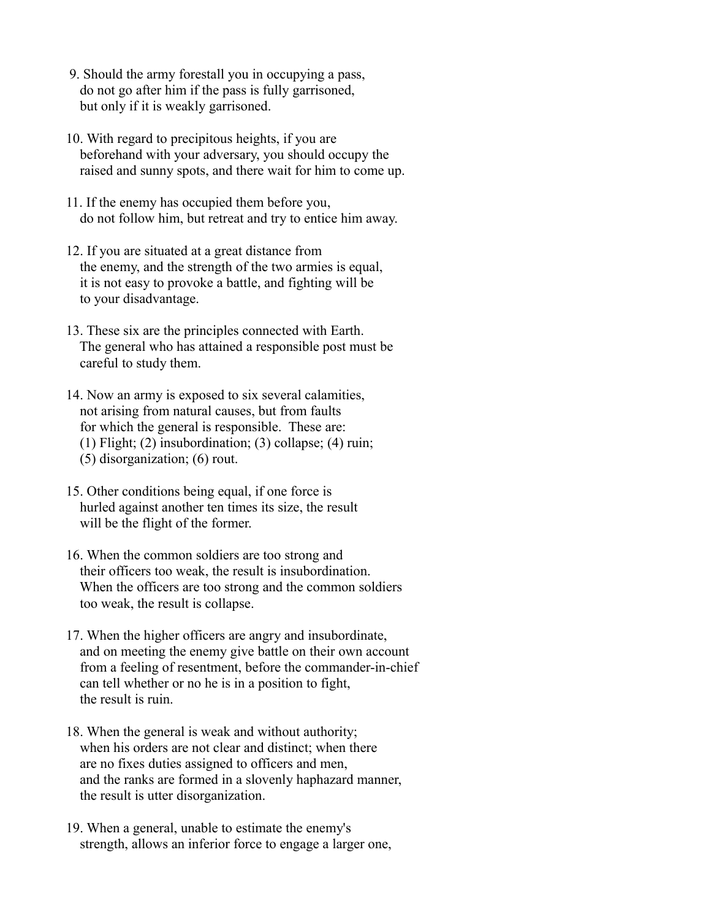9. Should the army forestall you in occupying a pass, do not go after him if the pass is fully garrisoned, but only if it is weakly garrisoned.

10. With regard to precipitous heights, if you are beforehand with your adversary, you should occupy the raised and sunny spots, and there wait for him to come up.

11. If the enemy has occupied them before you, do not follow him, but retreat and try to entice him away.

12. If you are situated at a great distance from the enemy, and the strength of the two armies is equal, it is not easy to provoke a battle, and fighting will be to your disadvantage.

13. These six are the principles connected with Earth. The general who has attained a responsible post must be careful to study them.

14. Now an army is exposed to six several calamities, not arising from natural causes, but from faults for which the general is responsible. These are: (1) Flight; (2) insubordination; (3) collapse; (4) ruin; (5) disorganization; (6) rout.

15. Other conditions being equal, if one force is hurled against another ten times its size, the result will be the flight of the former.

16. When the common soldiers are too strong and their officers too weak, the result is insubordination. When the officers are too strong and the common soldiers too weak, the result is collapse.

17. When the higher officers are angry and insubordinate, and on meeting the enemy give battle on their own account from a feeling of resentment, before the commander-in-chief can tell whether or no he is in a position to fight, the result is ruin.

18. When the general is weak and without authority; when his orders are not clear and distinct; when there are no fixes duties assigned to officers and men, and the ranks are formed in a slovenly haphazard manner, the result is utter disorganization.

19. When a general, unable to estimate the enemy's strength, allows an inferior force to engage a larger one,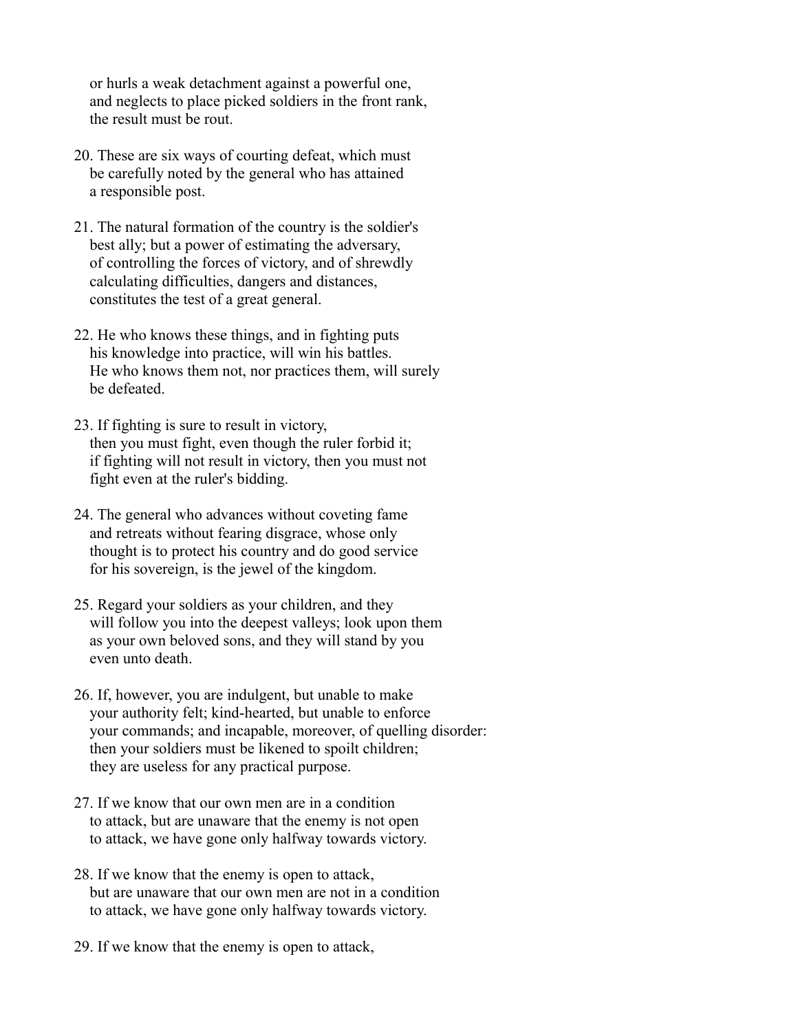or hurls a weak detachment against a powerful one,
and neglects to place picked soldiers in the front rank,
the result must be rout.

20. These are six ways of courting defeat, which must
be carefully noted by the general who has attained
a responsible post.

21. The natural formation of the country is the soldier's
best ally; but a power of estimating the adversary,
of controlling the forces of victory, and of shrewdly
calculating difficulties, dangers and distances,
constitutes the test of a great general.

22. He who knows these things, and in fighting puts
his knowledge into practice, will win his battles.
He who knows them not, nor practices them, will surely
be defeated.

23. If fighting is sure to result in victory,
then you must fight, even though the ruler forbid it;
if fighting will not result in victory, then you must not
fight even at the ruler's bidding.

24. The general who advances without coveting fame
and retreats without fearing disgrace, whose only
thought is to protect his country and do good service
for his sovereign, is the jewel of the kingdom.

25. Regard your soldiers as your children, and they
will follow you into the deepest valleys; look upon them
as your own beloved sons, and they will stand by you
even unto death.

26. If, however, you are indulgent, but unable to make
your authority felt; kind-hearted, but unable to enforce
your commands; and incapable, moreover, of quelling disorder:
then your soldiers must be likened to spoilt children;
they are useless for any practical purpose.

27. If we know that our own men are in a condition
to attack, but are unaware that the enemy is not open
to attack, we have gone only halfway towards victory.

28. If we know that the enemy is open to attack,
but are unaware that our own men are not in a condition
to attack, we have gone only halfway towards victory.

29. If we know that the enemy is open to attack,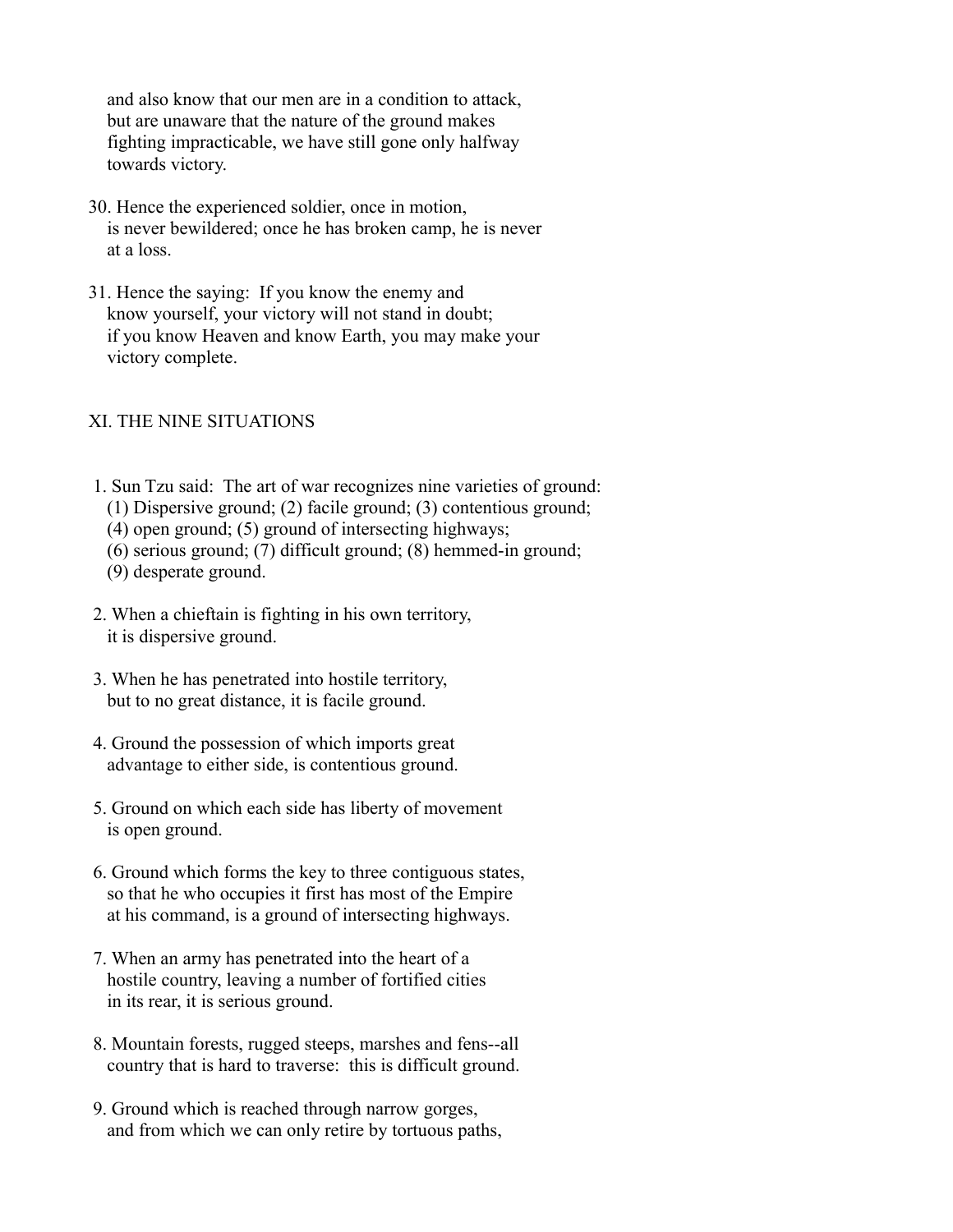and also know that our men are in a condition to attack, but are unaware that the nature of the ground makes fighting impracticable, we have still gone only halfway towards victory.

30. Hence the experienced soldier, once in motion, is never bewildered; once he has broken camp, he is never at a loss.

31. Hence the saying: If you know the enemy and know yourself, your victory will not stand in doubt; if you know Heaven and know Earth, you may make your victory complete.

## XI. THE NINE SITUATIONS

1. Sun Tzu said: The art of war recognizes nine varieties of ground: (1) Dispersive ground; (2) facile ground; (3) contentious ground; (4) open ground; (5) ground of intersecting highways; (6) serious ground; (7) difficult ground; (8) hemmed-in ground; (9) desperate ground.

2. When a chieftain is fighting in his own territory, it is dispersive ground.

3. When he has penetrated into hostile territory, but to no great distance, it is facile ground.

4. Ground the possession of which imports great advantage to either side, is contentious ground.

5. Ground on which each side has liberty of movement is open ground.

6. Ground which forms the key to three contiguous states, so that he who occupies it first has most of the Empire at his command, is a ground of intersecting highways.

7. When an army has penetrated into the heart of a hostile country, leaving a number of fortified cities in its rear, it is serious ground.

8. Mountain forests, rugged steeps, marshes and fens--all country that is hard to traverse: this is difficult ground.

9. Ground which is reached through narrow gorges, and from which we can only retire by tortuous paths,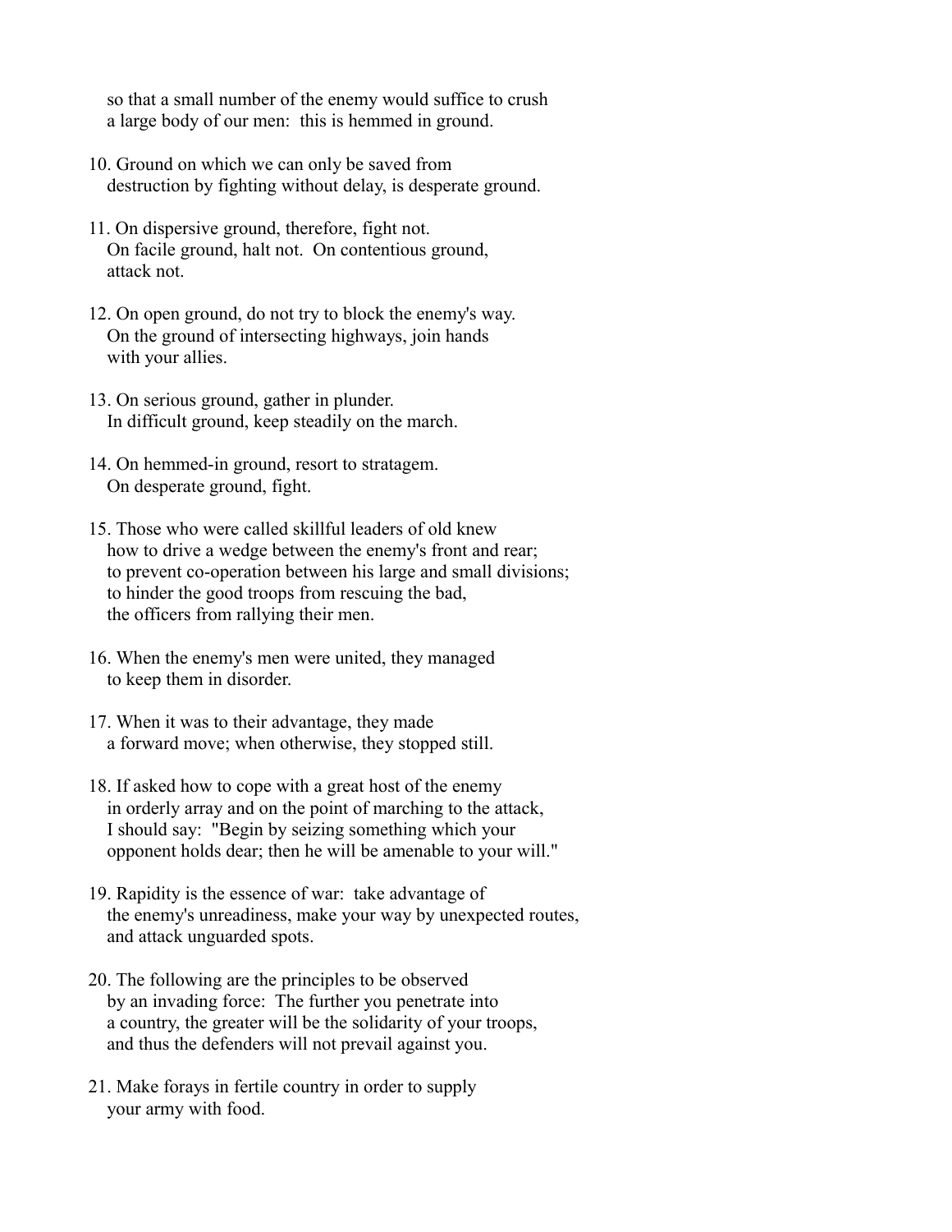so that a small number of the enemy would suffice to crush
a large body of our men: this is hemmed in ground.

10. Ground on which we can only be saved from
destruction by fighting without delay, is desperate ground.

11. On dispersive ground, therefore, fight not.
On facile ground, halt not. On contentious ground,
attack not.

12. On open ground, do not try to block the enemy's way.
On the ground of intersecting highways, join hands
with your allies.

13. On serious ground, gather in plunder.
In difficult ground, keep steadily on the march.

14. On hemmed-in ground, resort to stratagem.
On desperate ground, fight.

15. Those who were called skillful leaders of old knew
how to drive a wedge between the enemy's front and rear;
to prevent co-operation between his large and small divisions;
to hinder the good troops from rescuing the bad,
the officers from rallying their men.

16. When the enemy's men were united, they managed
to keep them in disorder.

17. When it was to their advantage, they made
a forward move; when otherwise, they stopped still.

18. If asked how to cope with a great host of the enemy
in orderly array and on the point of marching to the attack,
I should say: "Begin by seizing something which your
opponent holds dear; then he will be amenable to your will."

19. Rapidity is the essence of war: take advantage of
the enemy's unreadiness, make your way by unexpected routes,
and attack unguarded spots.

20. The following are the principles to be observed
by an invading force: The further you penetrate into
a country, the greater will be the solidarity of your troops,
and thus the defenders will not prevail against you.

21. Make forays in fertile country in order to supply
your army with food.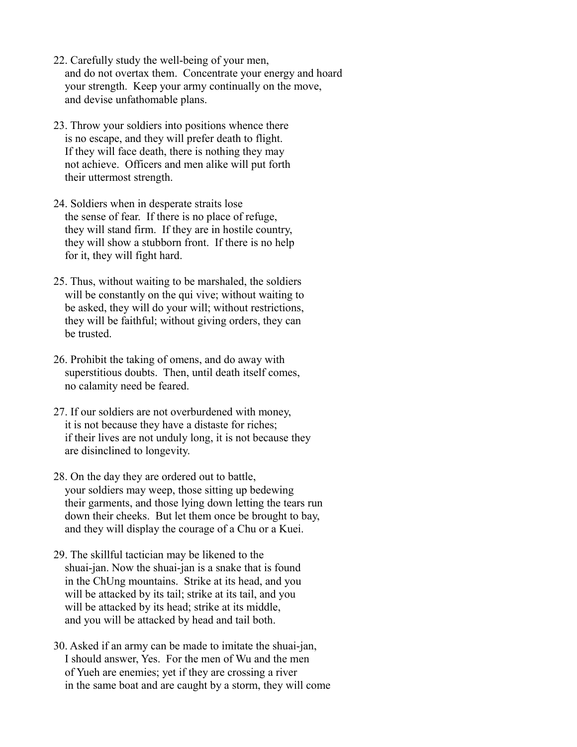22. Carefully study the well-being of your men, and do not overtax them. Concentrate your energy and hoard your strength. Keep your army continually on the move, and devise unfathomable plans.

23. Throw your soldiers into positions whence there is no escape, and they will prefer death to flight. If they will face death, there is nothing they may not achieve. Officers and men alike will put forth their uttermost strength.

24. Soldiers when in desperate straits lose the sense of fear. If there is no place of refuge, they will stand firm. If they are in hostile country, they will show a stubborn front. If there is no help for it, they will fight hard.

25. Thus, without waiting to be marshaled, the soldiers will be constantly on the qui vive; without waiting to be asked, they will do your will; without restrictions, they will be faithful; without giving orders, they can be trusted.

26. Prohibit the taking of omens, and do away with superstitious doubts. Then, until death itself comes, no calamity need be feared.

27. If our soldiers are not overburdened with money, it is not because they have a distaste for riches; if their lives are not unduly long, it is not because they are disinclined to longevity.

28. On the day they are ordered out to battle, your soldiers may weep, those sitting up bedewing their garments, and those lying down letting the tears run down their cheeks. But let them once be brought to bay, and they will display the courage of a Chu or a Kuei.

29. The skillful tactician may be likened to the shuai-jan. Now the shuai-jan is a snake that is found in the ChUng mountains. Strike at its head, and you will be attacked by its tail; strike at its tail, and you will be attacked by its head; strike at its middle, and you will be attacked by head and tail both.

30. Asked if an army can be made to imitate the shuai-jan, I should answer, Yes. For the men of Wu and the men of Yueh are enemies; yet if they are crossing a river in the same boat and are caught by a storm, they will come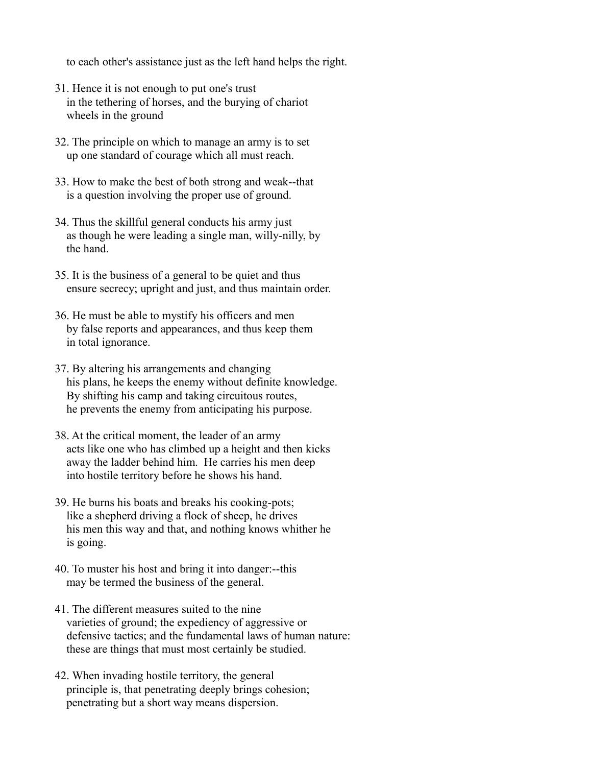to each other's assistance just as the left hand helps the right.

31. Hence it is not enough to put one's trust in the tethering of horses, and the burying of chariot wheels in the ground

32. The principle on which to manage an army is to set up one standard of courage which all must reach.

33. How to make the best of both strong and weak--that is a question involving the proper use of ground.

34. Thus the skillful general conducts his army just as though he were leading a single man, willy-nilly, by the hand.

35. It is the business of a general to be quiet and thus ensure secrecy; upright and just, and thus maintain order.

36. He must be able to mystify his officers and men by false reports and appearances, and thus keep them in total ignorance.

37. By altering his arrangements and changing his plans, he keeps the enemy without definite knowledge. By shifting his camp and taking circuitous routes, he prevents the enemy from anticipating his purpose.

38. At the critical moment, the leader of an army acts like one who has climbed up a height and then kicks away the ladder behind him. He carries his men deep into hostile territory before he shows his hand.

39. He burns his boats and breaks his cooking-pots; like a shepherd driving a flock of sheep, he drives his men this way and that, and nothing knows whither he is going.

40. To muster his host and bring it into danger:--this may be termed the business of the general.

41. The different measures suited to the nine varieties of ground; the expediency of aggressive or defensive tactics; and the fundamental laws of human nature: these are things that must most certainly be studied.

42. When invading hostile territory, the general principle is, that penetrating deeply brings cohesion; penetrating but a short way means dispersion.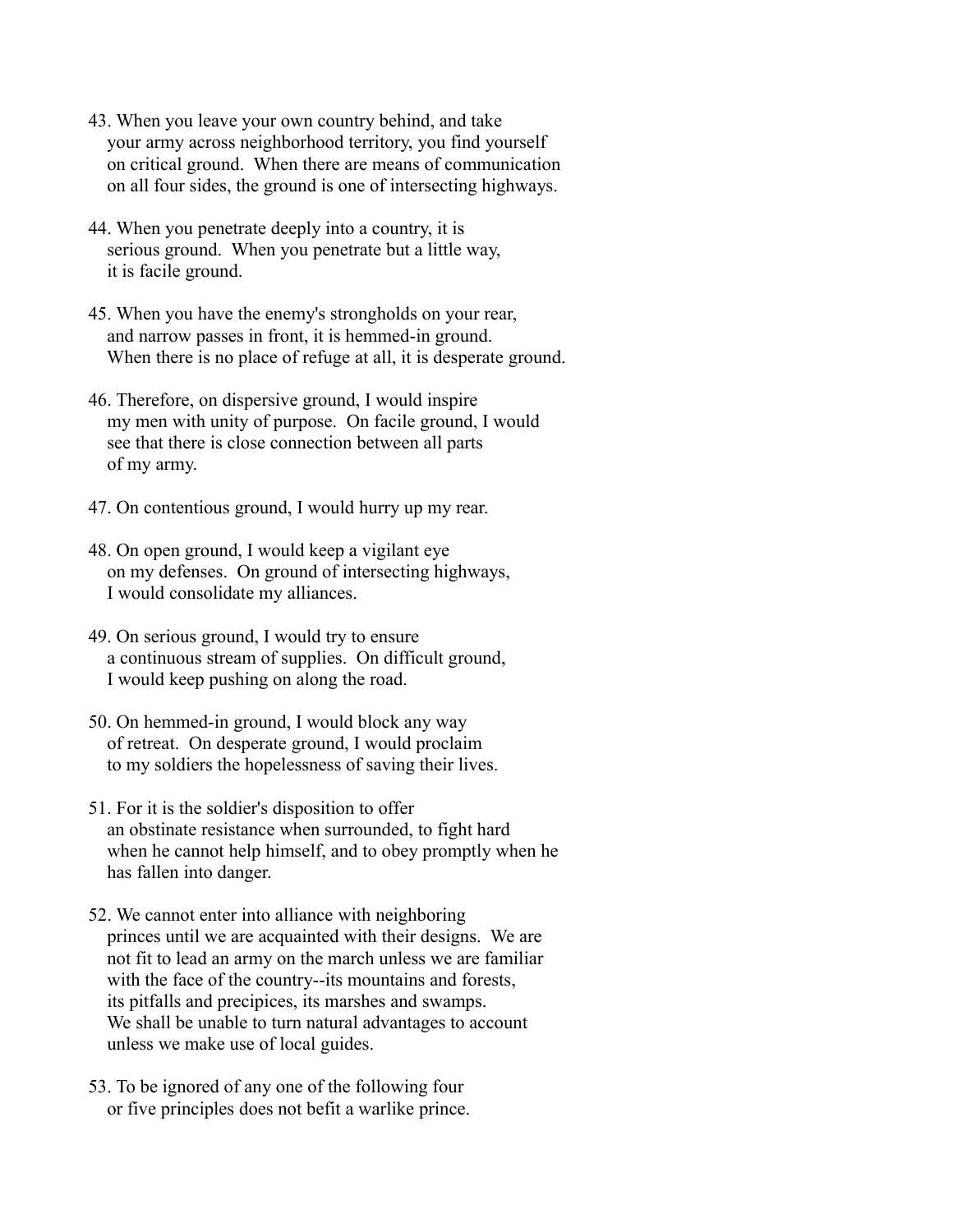43. When you leave your own country behind, and take your army across neighborhood territory, you find yourself on critical ground. When there are means of communication on all four sides, the ground is one of intersecting highways.

44. When you penetrate deeply into a country, it is serious ground. When you penetrate but a little way, it is facile ground.

45. When you have the enemy's strongholds on your rear, and narrow passes in front, it is hemmed-in ground. When there is no place of refuge at all, it is desperate ground.

46. Therefore, on dispersive ground, I would inspire my men with unity of purpose. On facile ground, I would see that there is close connection between all parts of my army.

47. On contentious ground, I would hurry up my rear.

48. On open ground, I would keep a vigilant eye on my defenses. On ground of intersecting highways, I would consolidate my alliances.

49. On serious ground, I would try to ensure a continuous stream of supplies. On difficult ground, I would keep pushing on along the road.

50. On hemmed-in ground, I would block any way of retreat. On desperate ground, I would proclaim to my soldiers the hopelessness of saving their lives.

51. For it is the soldier's disposition to offer an obstinate resistance when surrounded, to fight hard when he cannot help himself, and to obey promptly when he has fallen into danger.

52. We cannot enter into alliance with neighboring princes until we are acquainted with their designs. We are not fit to lead an army on the march unless we are familiar with the face of the country--its mountains and forests, its pitfalls and precipices, its marshes and swamps. We shall be unable to turn natural advantages to account unless we make use of local guides.

53. To be ignored of any one of the following four or five principles does not befit a warlike prince.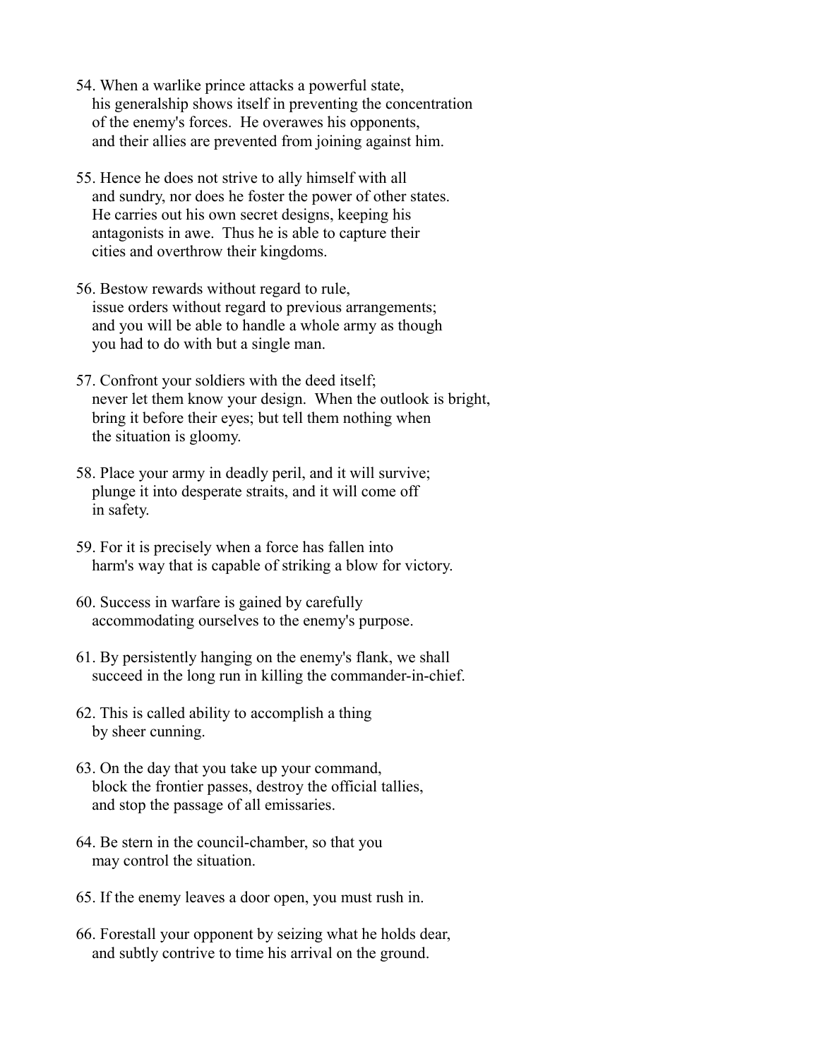54. When a warlike prince attacks a powerful state, his generalship shows itself in preventing the concentration of the enemy's forces. He overawes his opponents, and their allies are prevented from joining against him.

55. Hence he does not strive to ally himself with all and sundry, nor does he foster the power of other states. He carries out his own secret designs, keeping his antagonists in awe. Thus he is able to capture their cities and overthrow their kingdoms.

56. Bestow rewards without regard to rule, issue orders without regard to previous arrangements; and you will be able to handle a whole army as though you had to do with but a single man.

57. Confront your soldiers with the deed itself; never let them know your design. When the outlook is bright, bring it before their eyes; but tell them nothing when the situation is gloomy.

58. Place your army in deadly peril, and it will survive; plunge it into desperate straits, and it will come off in safety.

59. For it is precisely when a force has fallen into harm's way that is capable of striking a blow for victory.

60. Success in warfare is gained by carefully accommodating ourselves to the enemy's purpose.

61. By persistently hanging on the enemy's flank, we shall succeed in the long run in killing the commander-in-chief.

62. This is called ability to accomplish a thing by sheer cunning.

63. On the day that you take up your command, block the frontier passes, destroy the official tallies, and stop the passage of all emissaries.

64. Be stern in the council-chamber, so that you may control the situation.

65. If the enemy leaves a door open, you must rush in.

66. Forestall your opponent by seizing what he holds dear, and subtly contrive to time his arrival on the ground.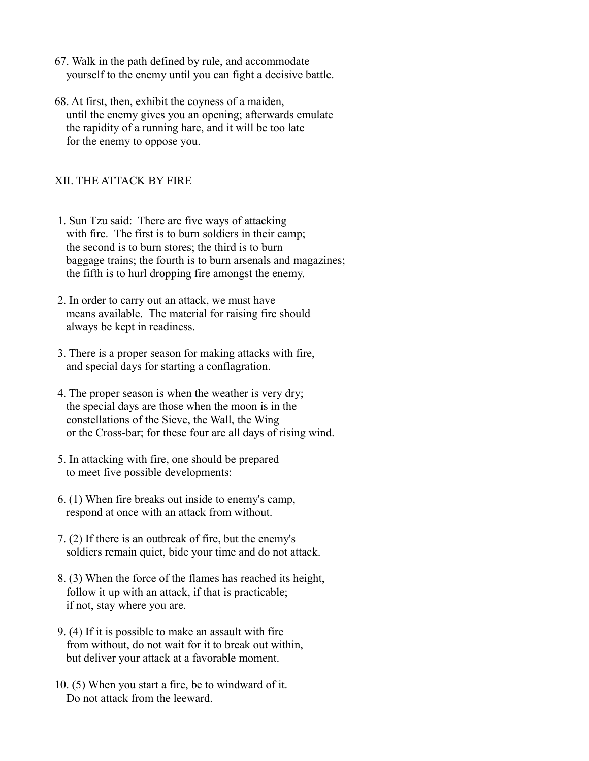67. Walk in the path defined by rule, and accommodate yourself to the enemy until you can fight a decisive battle.

68. At first, then, exhibit the coyness of a maiden, until the enemy gives you an opening; afterwards emulate the rapidity of a running hare, and it will be too late for the enemy to oppose you.

## XII. THE ATTACK BY FIRE

1. Sun Tzu said: There are five ways of attacking with fire. The first is to burn soldiers in their camp; the second is to burn stores; the third is to burn baggage trains; the fourth is to burn arsenals and magazines; the fifth is to hurl dropping fire amongst the enemy.

2. In order to carry out an attack, we must have means available. The material for raising fire should always be kept in readiness.

3. There is a proper season for making attacks with fire, and special days for starting a conflagration.

4. The proper season is when the weather is very dry; the special days are those when the moon is in the constellations of the Sieve, the Wall, the Wing or the Cross-bar; for these four are all days of rising wind.

5. In attacking with fire, one should be prepared to meet five possible developments:

6. (1) When fire breaks out inside to enemy's camp, respond at once with an attack from without.

7. (2) If there is an outbreak of fire, but the enemy's soldiers remain quiet, bide your time and do not attack.

8. (3) When the force of the flames has reached its height, follow it up with an attack, if that is practicable; if not, stay where you are.

9. (4) If it is possible to make an assault with fire from without, do not wait for it to break out within, but deliver your attack at a favorable moment.

10. (5) When you start a fire, be to windward of it. Do not attack from the leeward.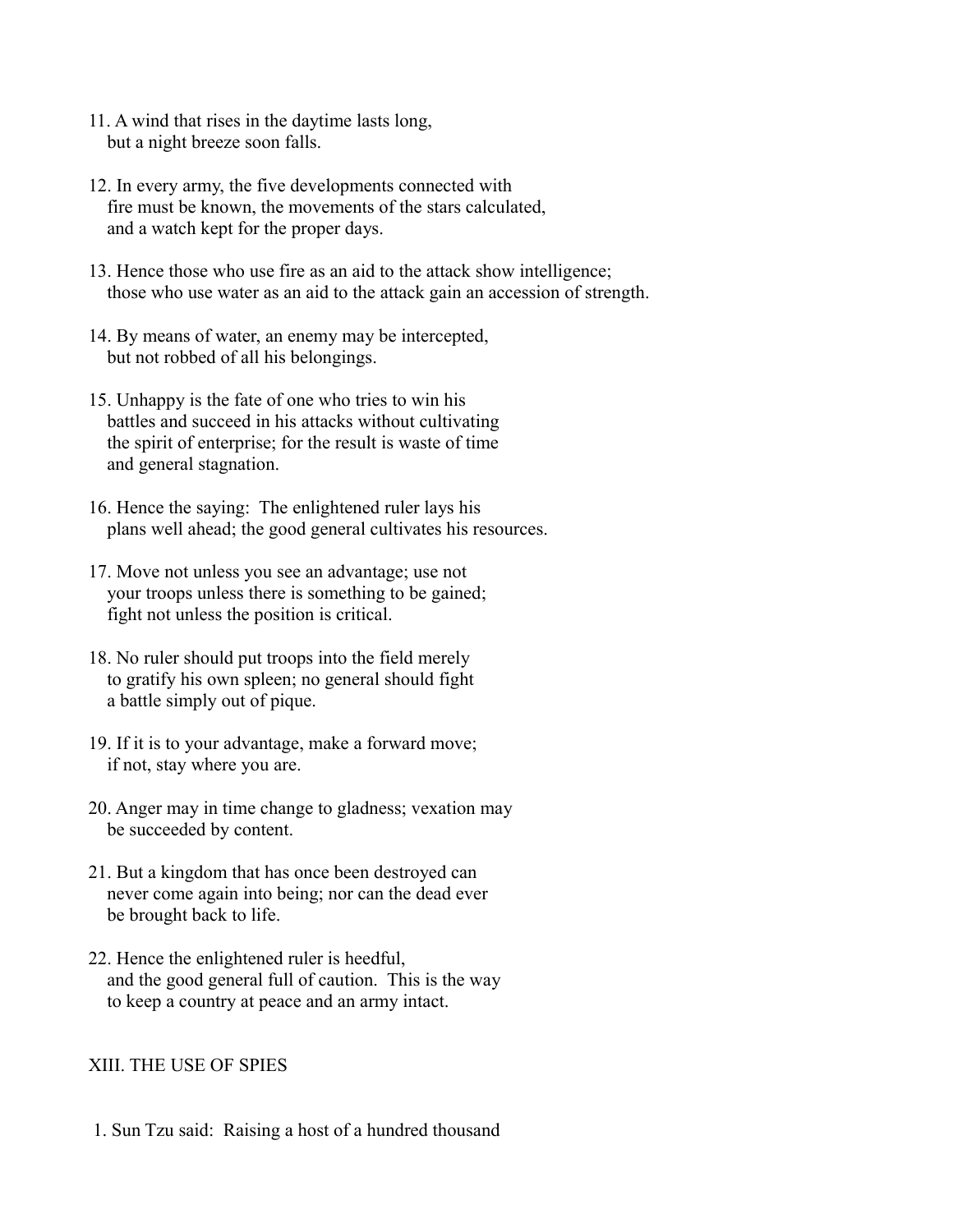11. A wind that rises in the daytime lasts long, but a night breeze soon falls.

12. In every army, the five developments connected with fire must be known, the movements of the stars calculated, and a watch kept for the proper days.

13. Hence those who use fire as an aid to the attack show intelligence; those who use water as an aid to the attack gain an accession of strength.

14. By means of water, an enemy may be intercepted, but not robbed of all his belongings.

15. Unhappy is the fate of one who tries to win his battles and succeed in his attacks without cultivating the spirit of enterprise; for the result is waste of time and general stagnation.

16. Hence the saying: The enlightened ruler lays his plans well ahead; the good general cultivates his resources.

17. Move not unless you see an advantage; use not your troops unless there is something to be gained; fight not unless the position is critical.

18. No ruler should put troops into the field merely to gratify his own spleen; no general should fight a battle simply out of pique.

19. If it is to your advantage, make a forward move; if not, stay where you are.

20. Anger may in time change to gladness; vexation may be succeeded by content.

21. But a kingdom that has once been destroyed can never come again into being; nor can the dead ever be brought back to life.

22. Hence the enlightened ruler is heedful, and the good general full of caution. This is the way to keep a country at peace and an army intact.

## XIII. THE USE OF SPIES

1. Sun Tzu said: Raising a host of a hundred thousand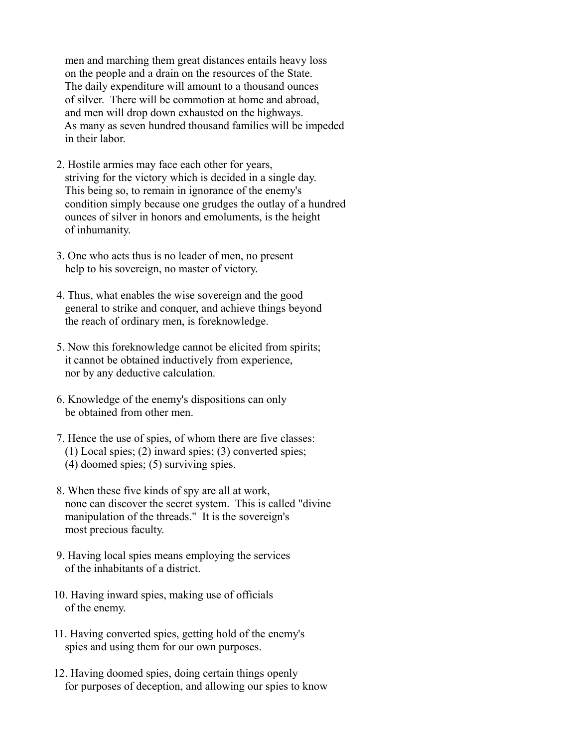men and marching them great distances entails heavy loss on the people and a drain on the resources of the State. The daily expenditure will amount to a thousand ounces of silver. There will be commotion at home and abroad, and men will drop down exhausted on the highways. As many as seven hundred thousand families will be impeded in their labor.

2. Hostile armies may face each other for years, striving for the victory which is decided in a single day. This being so, to remain in ignorance of the enemy's condition simply because one grudges the outlay of a hundred ounces of silver in honors and emoluments, is the height of inhumanity.

3. One who acts thus is no leader of men, no present help to his sovereign, no master of victory.

4. Thus, what enables the wise sovereign and the good general to strike and conquer, and achieve things beyond the reach of ordinary men, is foreknowledge.

5. Now this foreknowledge cannot be elicited from spirits; it cannot be obtained inductively from experience, nor by any deductive calculation.

6. Knowledge of the enemy's dispositions can only be obtained from other men.

7. Hence the use of spies, of whom there are five classes: (1) Local spies; (2) inward spies; (3) converted spies; (4) doomed spies; (5) surviving spies.

8. When these five kinds of spy are all at work, none can discover the secret system. This is called "divine manipulation of the threads." It is the sovereign's most precious faculty.

9. Having local spies means employing the services of the inhabitants of a district.

10. Having inward spies, making use of officials of the enemy.

11. Having converted spies, getting hold of the enemy's spies and using them for our own purposes.

12. Having doomed spies, doing certain things openly for purposes of deception, and allowing our spies to know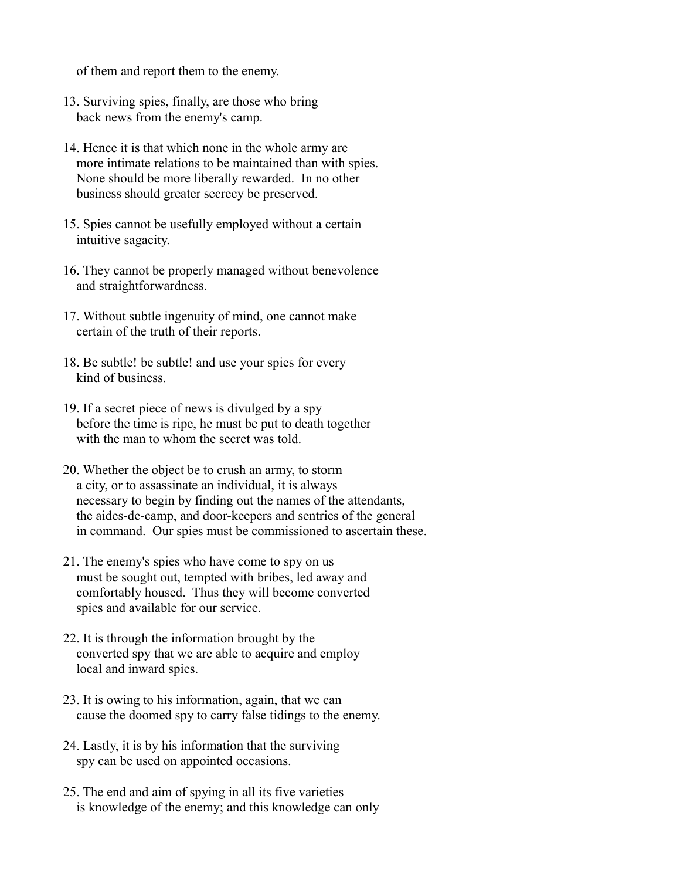of them and report them to the enemy.

13. Surviving spies, finally, are those who bring back news from the enemy's camp.

14. Hence it is that which none in the whole army are more intimate relations to be maintained than with spies. None should be more liberally rewarded. In no other business should greater secrecy be preserved.

15. Spies cannot be usefully employed without a certain intuitive sagacity.

16. They cannot be properly managed without benevolence and straightforwardness.

17. Without subtle ingenuity of mind, one cannot make certain of the truth of their reports.

18. Be subtle! be subtle! and use your spies for every kind of business.

19. If a secret piece of news is divulged by a spy before the time is ripe, he must be put to death together with the man to whom the secret was told.

20. Whether the object be to crush an army, to storm a city, or to assassinate an individual, it is always necessary to begin by finding out the names of the attendants, the aides-de-camp, and door-keepers and sentries of the general in command. Our spies must be commissioned to ascertain these.

21. The enemy's spies who have come to spy on us must be sought out, tempted with bribes, led away and comfortably housed. Thus they will become converted spies and available for our service.

22. It is through the information brought by the converted spy that we are able to acquire and employ local and inward spies.

23. It is owing to his information, again, that we can cause the doomed spy to carry false tidings to the enemy.

24. Lastly, it is by his information that the surviving spy can be used on appointed occasions.

25. The end and aim of spying in all its five varieties is knowledge of the enemy; and this knowledge can only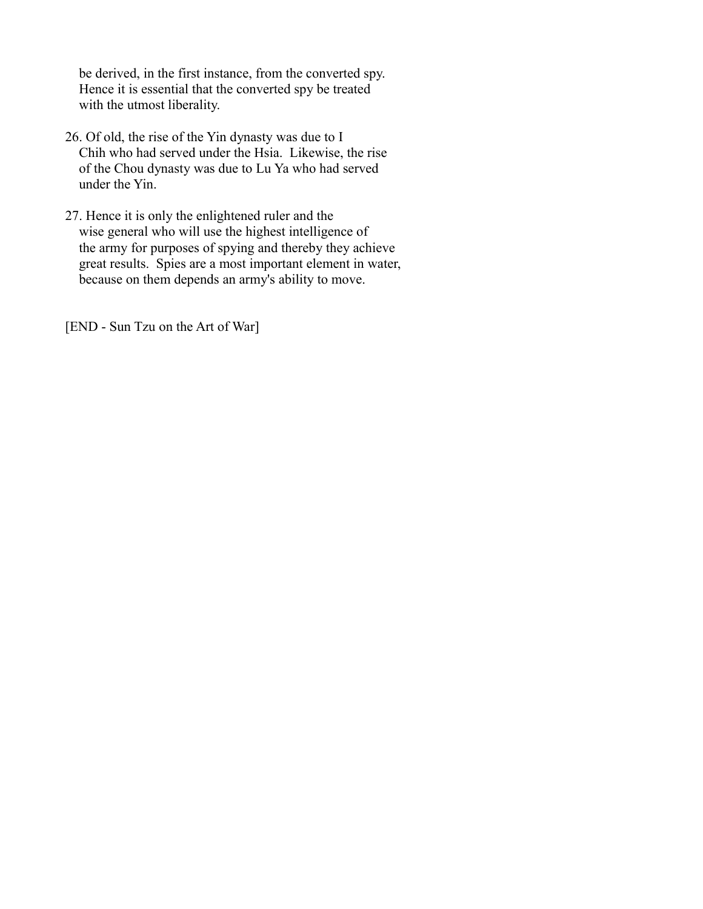be derived, in the first instance, from the converted spy. Hence it is essential that the converted spy be treated with the utmost liberality.

26. Of old, the rise of the Yin dynasty was due to I Chih who had served under the Hsia. Likewise, the rise of the Chou dynasty was due to Lu Ya who had served under the Yin.

27. Hence it is only the enlightened ruler and the wise general who will use the highest intelligence of the army for purposes of spying and thereby they achieve great results. Spies are a most important element in water, because on them depends an army's ability to move.

[END - Sun Tzu on the Art of War]